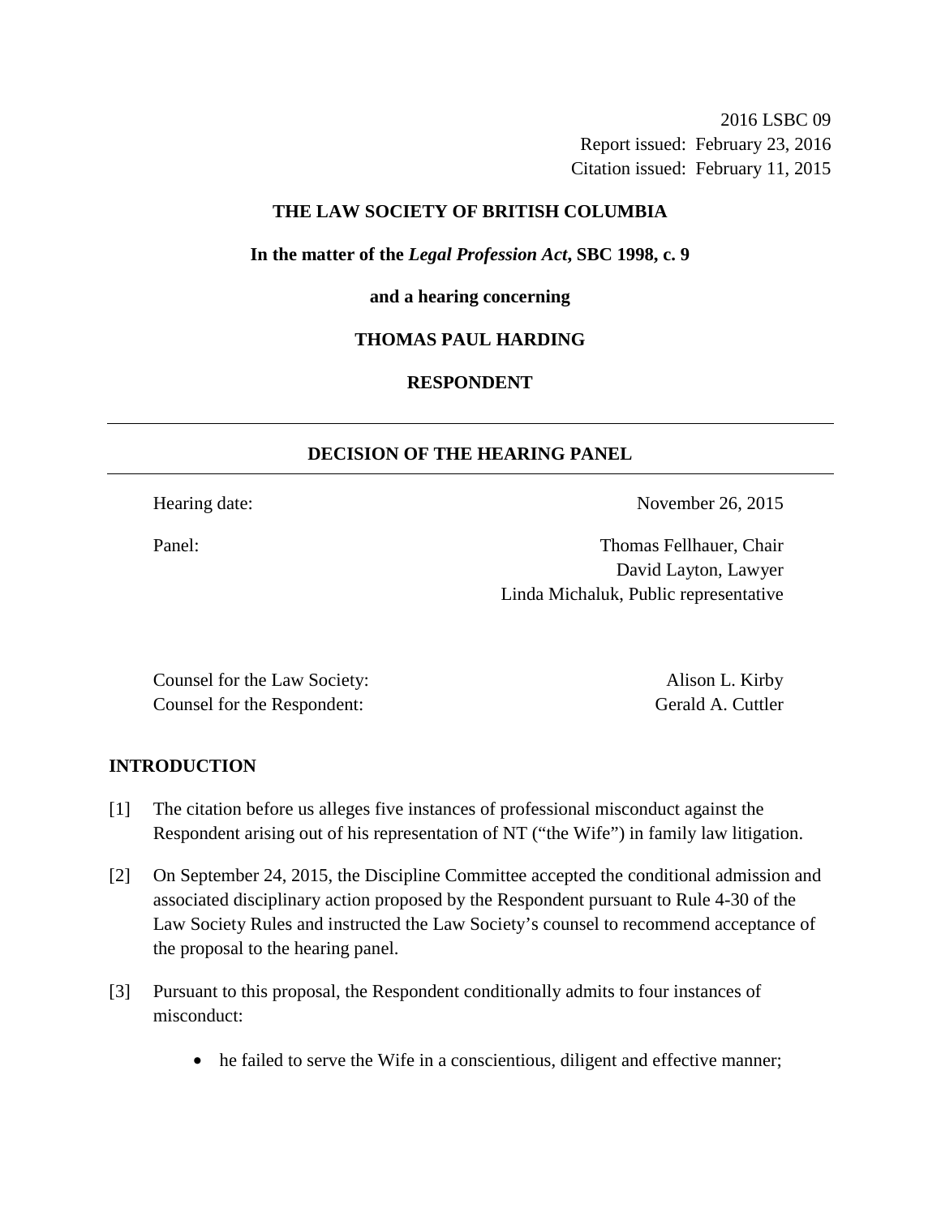2016 LSBC 09
Report issued: February 23, 2016
Citation issued: February 11, 2015

**THE LAW SOCIETY OF BRITISH COLUMBIA**

**In the matter of the *Legal Profession Act*, SBC 1998, c. 9**

**and a hearing concerning**

**THOMAS PAUL HARDING**

**RESPONDENT**

---

## DECISION OF THE HEARING PANEL

---

Hearing date: November 26, 2015

Panel: Thomas Fellhauer, Chair
David Layton, Lawyer
Linda Michaluk, Public representative

Counsel for the Law Society: Alison L. Kirby
Counsel for the Respondent: Gerald A. Cuttler

## INTRODUCTION

[1] The citation before us alleges five instances of professional misconduct against the Respondent arising out of his representation of NT ("the Wife") in family law litigation.

[2] On September 24, 2015, the Discipline Committee accepted the conditional admission and associated disciplinary action proposed by the Respondent pursuant to Rule 4-30 of the Law Society Rules and instructed the Law Society's counsel to recommend acceptance of the proposal to the hearing panel.

[3] Pursuant to this proposal, the Respondent conditionally admits to four instances of misconduct:

- he failed to serve the Wife in a conscientious, diligent and effective manner;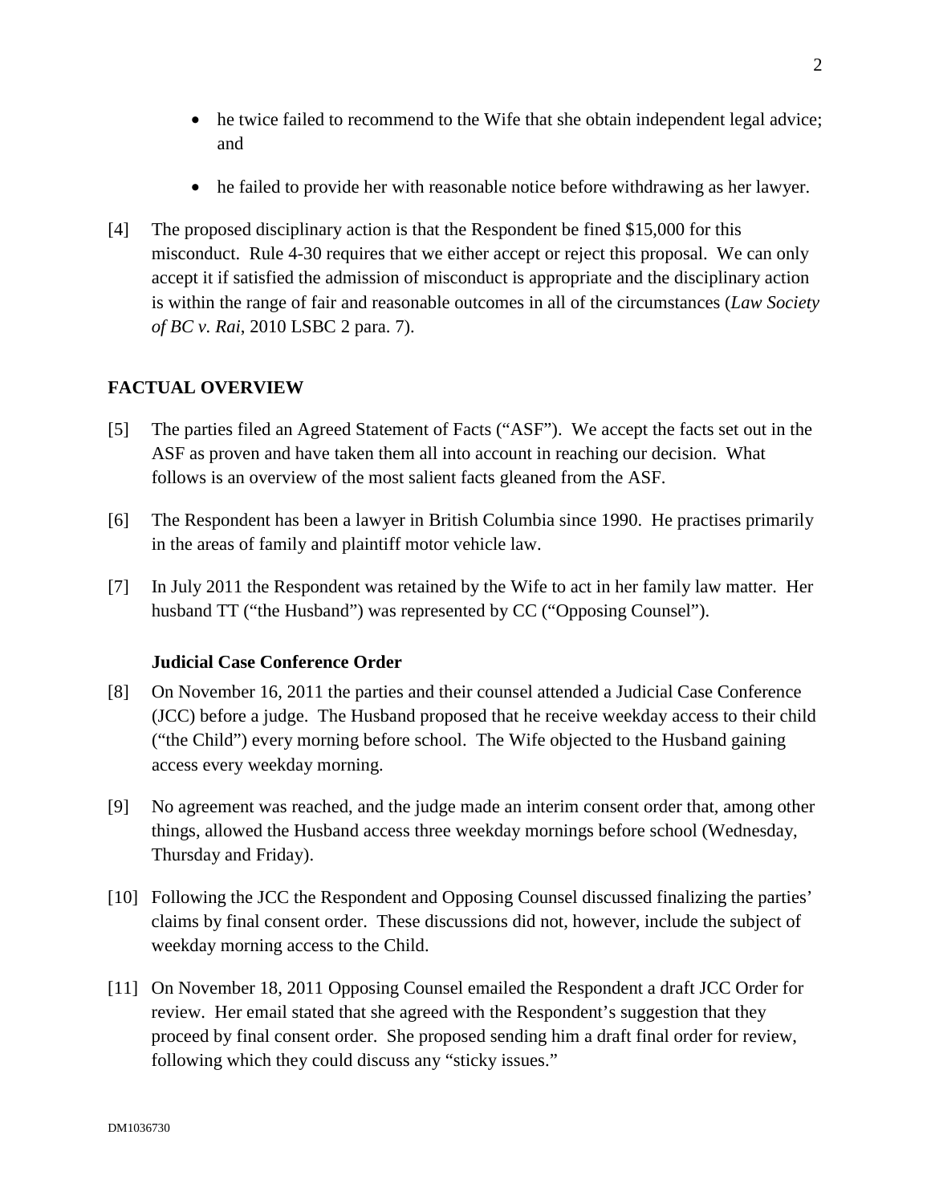- he twice failed to recommend to the Wife that she obtain independent legal advice; and

- he failed to provide her with reasonable notice before withdrawing as her lawyer.

[4] The proposed disciplinary action is that the Respondent be fined $15,000 for this misconduct. Rule 4-30 requires that we either accept or reject this proposal. We can only accept it if satisfied the admission of misconduct is appropriate and the disciplinary action is within the range of fair and reasonable outcomes in all of the circumstances (*Law Society of BC v. Rai*, 2010 LSBC 2 para. 7).

## FACTUAL OVERVIEW

[5] The parties filed an Agreed Statement of Facts ("ASF"). We accept the facts set out in the ASF as proven and have taken them all into account in reaching our decision. What follows is an overview of the most salient facts gleaned from the ASF.

[6] The Respondent has been a lawyer in British Columbia since 1990. He practises primarily in the areas of family and plaintiff motor vehicle law.

[7] In July 2011 the Respondent was retained by the Wife to act in her family law matter. Her husband TT ("the Husband") was represented by CC ("Opposing Counsel").

### Judicial Case Conference Order

[8] On November 16, 2011 the parties and their counsel attended a Judicial Case Conference (JCC) before a judge. The Husband proposed that he receive weekday access to their child ("the Child") every morning before school. The Wife objected to the Husband gaining access every weekday morning.

[9] No agreement was reached, and the judge made an interim consent order that, among other things, allowed the Husband access three weekday mornings before school (Wednesday, Thursday and Friday).

[10] Following the JCC the Respondent and Opposing Counsel discussed finalizing the parties' claims by final consent order. These discussions did not, however, include the subject of weekday morning access to the Child.

[11] On November 18, 2011 Opposing Counsel emailed the Respondent a draft JCC Order for review. Her email stated that she agreed with the Respondent's suggestion that they proceed by final consent order. She proposed sending him a draft final order for review, following which they could discuss any "sticky issues."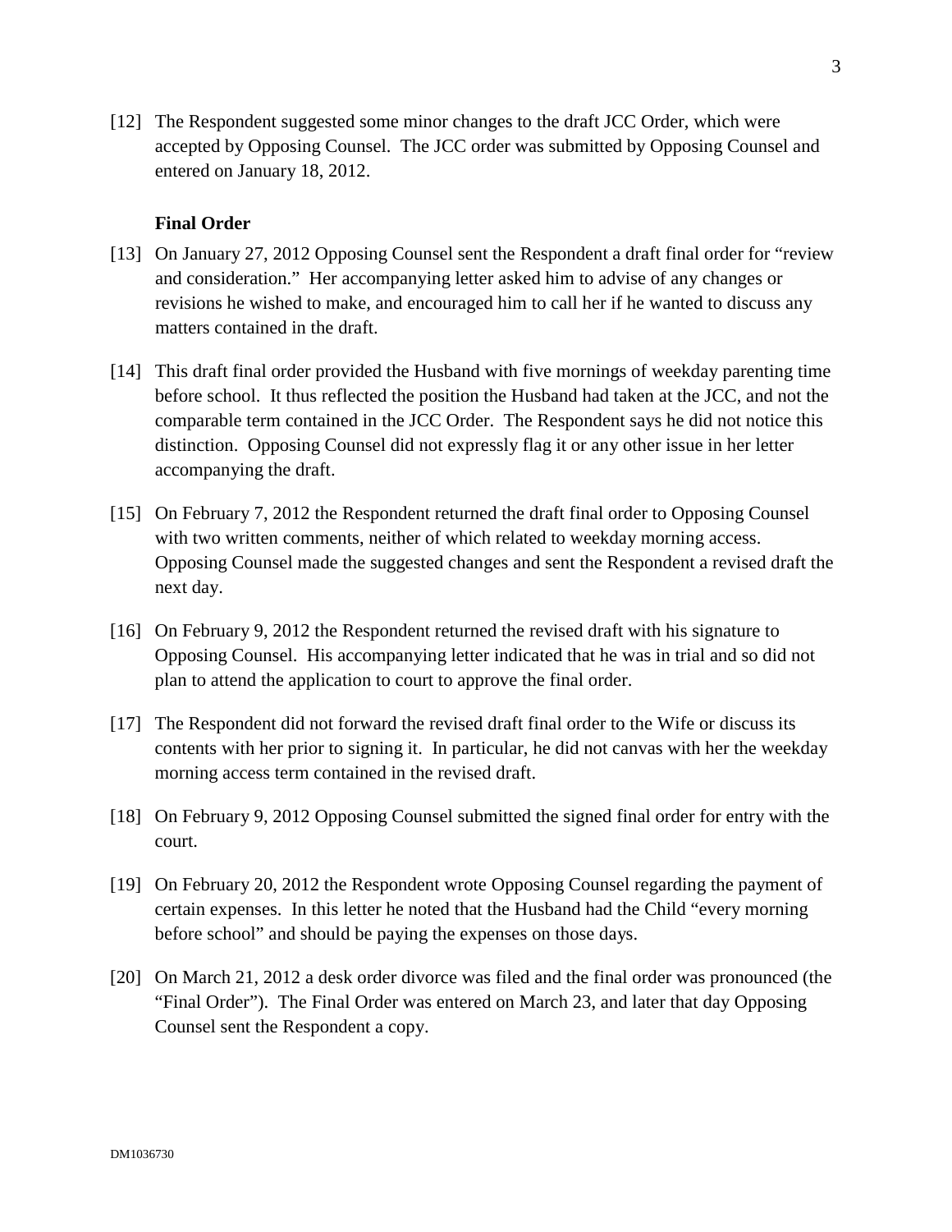[12] The Respondent suggested some minor changes to the draft JCC Order, which were accepted by Opposing Counsel. The JCC order was submitted by Opposing Counsel and entered on January 18, 2012.

**Final Order**

[13] On January 27, 2012 Opposing Counsel sent the Respondent a draft final order for "review and consideration." Her accompanying letter asked him to advise of any changes or revisions he wished to make, and encouraged him to call her if he wanted to discuss any matters contained in the draft.

[14] This draft final order provided the Husband with five mornings of weekday parenting time before school. It thus reflected the position the Husband had taken at the JCC, and not the comparable term contained in the JCC Order. The Respondent says he did not notice this distinction. Opposing Counsel did not expressly flag it or any other issue in her letter accompanying the draft.

[15] On February 7, 2012 the Respondent returned the draft final order to Opposing Counsel with two written comments, neither of which related to weekday morning access. Opposing Counsel made the suggested changes and sent the Respondent a revised draft the next day.

[16] On February 9, 2012 the Respondent returned the revised draft with his signature to Opposing Counsel. His accompanying letter indicated that he was in trial and so did not plan to attend the application to court to approve the final order.

[17] The Respondent did not forward the revised draft final order to the Wife or discuss its contents with her prior to signing it. In particular, he did not canvas with her the weekday morning access term contained in the revised draft.

[18] On February 9, 2012 Opposing Counsel submitted the signed final order for entry with the court.

[19] On February 20, 2012 the Respondent wrote Opposing Counsel regarding the payment of certain expenses. In this letter he noted that the Husband had the Child "every morning before school" and should be paying the expenses on those days.

[20] On March 21, 2012 a desk order divorce was filed and the final order was pronounced (the "Final Order"). The Final Order was entered on March 23, and later that day Opposing Counsel sent the Respondent a copy.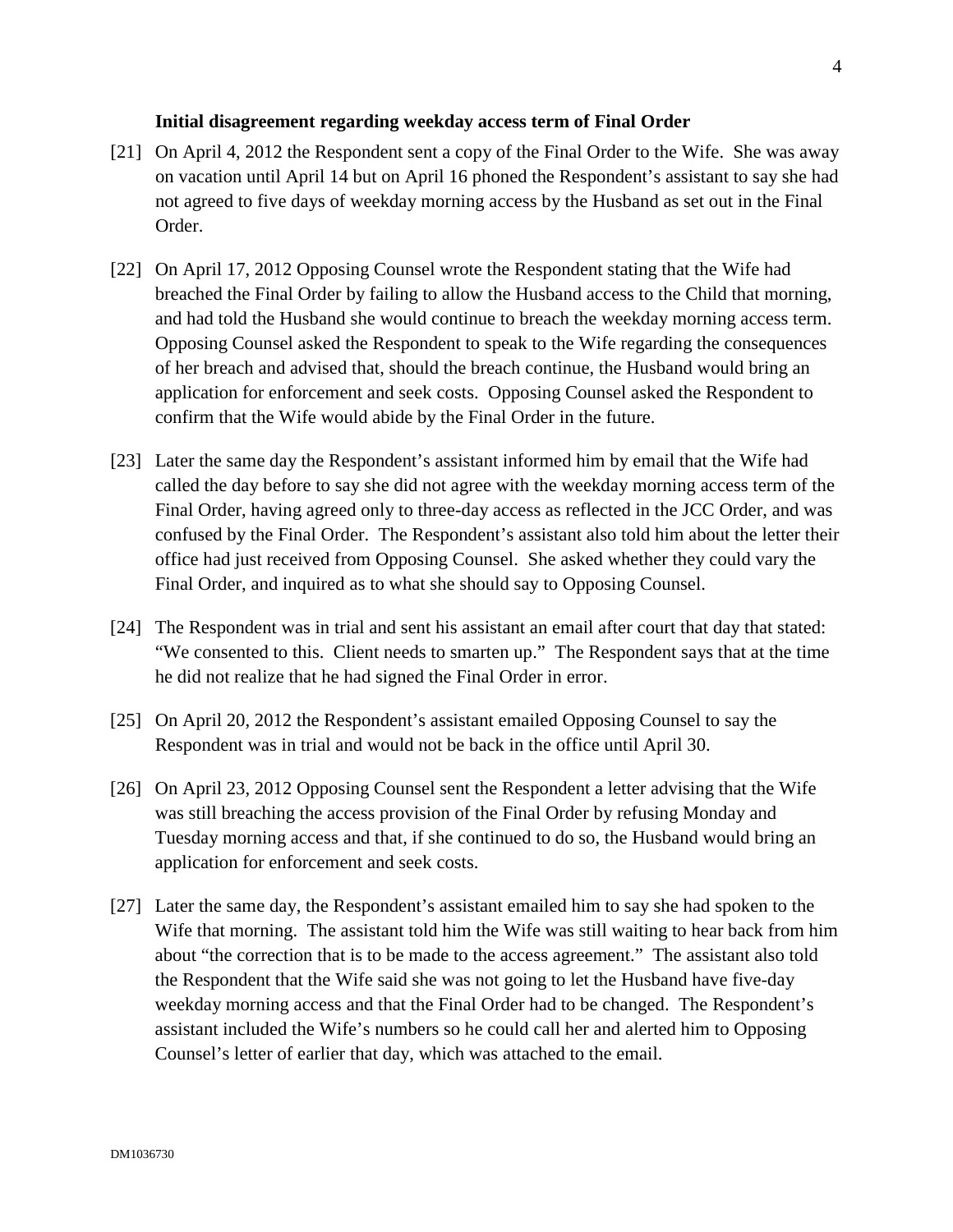**Initial disagreement regarding weekday access term of Final Order**

[21] On April 4, 2012 the Respondent sent a copy of the Final Order to the Wife. She was away on vacation until April 14 but on April 16 phoned the Respondent's assistant to say she had not agreed to five days of weekday morning access by the Husband as set out in the Final Order.

[22] On April 17, 2012 Opposing Counsel wrote the Respondent stating that the Wife had breached the Final Order by failing to allow the Husband access to the Child that morning, and had told the Husband she would continue to breach the weekday morning access term. Opposing Counsel asked the Respondent to speak to the Wife regarding the consequences of her breach and advised that, should the breach continue, the Husband would bring an application for enforcement and seek costs. Opposing Counsel asked the Respondent to confirm that the Wife would abide by the Final Order in the future.

[23] Later the same day the Respondent's assistant informed him by email that the Wife had called the day before to say she did not agree with the weekday morning access term of the Final Order, having agreed only to three-day access as reflected in the JCC Order, and was confused by the Final Order. The Respondent's assistant also told him about the letter their office had just received from Opposing Counsel. She asked whether they could vary the Final Order, and inquired as to what she should say to Opposing Counsel.

[24] The Respondent was in trial and sent his assistant an email after court that day that stated: "We consented to this. Client needs to smarten up." The Respondent says that at the time he did not realize that he had signed the Final Order in error.

[25] On April 20, 2012 the Respondent's assistant emailed Opposing Counsel to say the Respondent was in trial and would not be back in the office until April 30.

[26] On April 23, 2012 Opposing Counsel sent the Respondent a letter advising that the Wife was still breaching the access provision of the Final Order by refusing Monday and Tuesday morning access and that, if she continued to do so, the Husband would bring an application for enforcement and seek costs.

[27] Later the same day, the Respondent's assistant emailed him to say she had spoken to the Wife that morning. The assistant told him the Wife was still waiting to hear back from him about "the correction that is to be made to the access agreement." The assistant also told the Respondent that the Wife said she was not going to let the Husband have five-day weekday morning access and that the Final Order had to be changed. The Respondent's assistant included the Wife's numbers so he could call her and alerted him to Opposing Counsel's letter of earlier that day, which was attached to the email.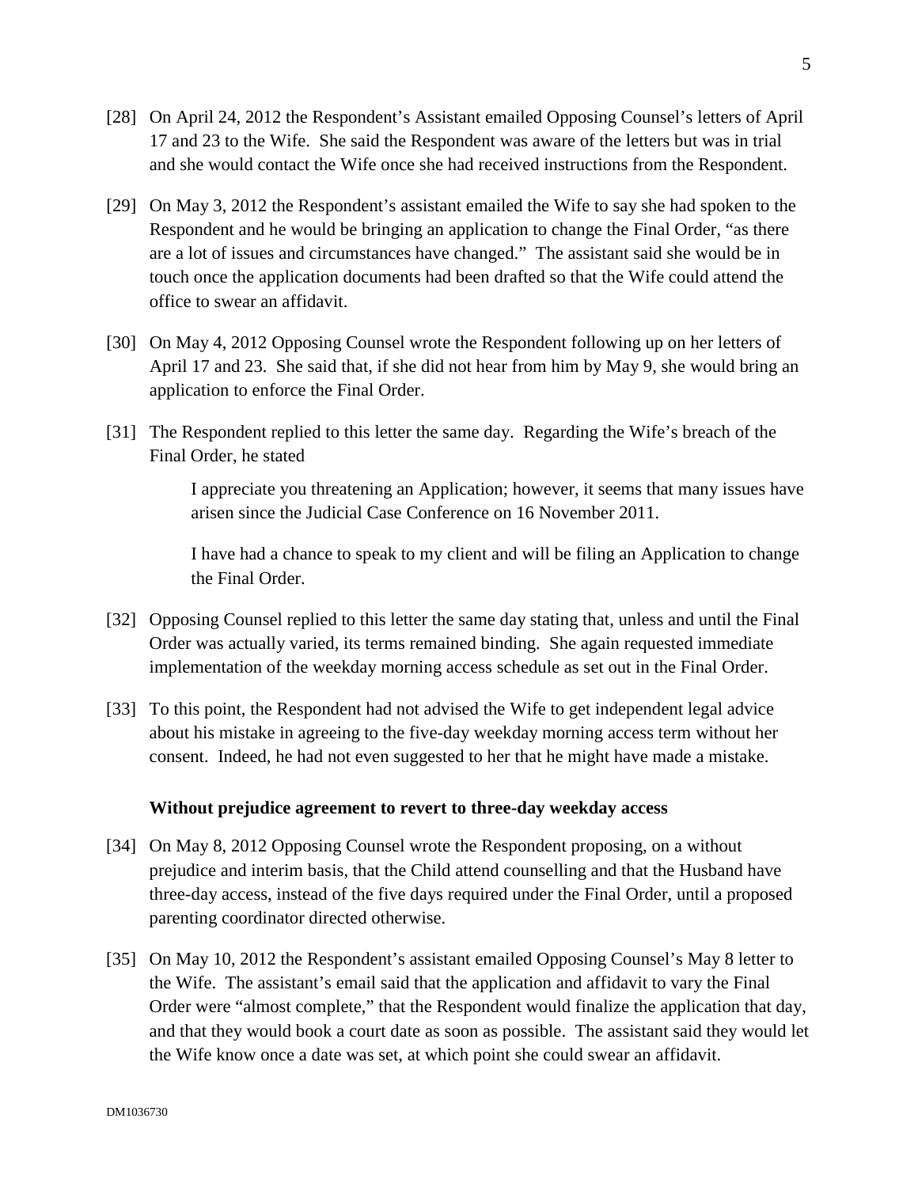[28] On April 24, 2012 the Respondent's Assistant emailed Opposing Counsel's letters of April 17 and 23 to the Wife. She said the Respondent was aware of the letters but was in trial and she would contact the Wife once she had received instructions from the Respondent.

[29] On May 3, 2012 the Respondent's assistant emailed the Wife to say she had spoken to the Respondent and he would be bringing an application to change the Final Order, "as there are a lot of issues and circumstances have changed." The assistant said she would be in touch once the application documents had been drafted so that the Wife could attend the office to swear an affidavit.

[30] On May 4, 2012 Opposing Counsel wrote the Respondent following up on her letters of April 17 and 23. She said that, if she did not hear from him by May 9, she would bring an application to enforce the Final Order.

[31] The Respondent replied to this letter the same day. Regarding the Wife's breach of the Final Order, he stated

> I appreciate you threatening an Application; however, it seems that many issues have arisen since the Judicial Case Conference on 16 November 2011.
>
> I have had a chance to speak to my client and will be filing an Application to change the Final Order.

[32] Opposing Counsel replied to this letter the same day stating that, unless and until the Final Order was actually varied, its terms remained binding. She again requested immediate implementation of the weekday morning access schedule as set out in the Final Order.

[33] To this point, the Respondent had not advised the Wife to get independent legal advice about his mistake in agreeing to the five-day weekday morning access term without her consent. Indeed, he had not even suggested to her that he might have made a mistake.

**Without prejudice agreement to revert to three-day weekday access**

[34] On May 8, 2012 Opposing Counsel wrote the Respondent proposing, on a without prejudice and interim basis, that the Child attend counselling and that the Husband have three-day access, instead of the five days required under the Final Order, until a proposed parenting coordinator directed otherwise.

[35] On May 10, 2012 the Respondent's assistant emailed Opposing Counsel's May 8 letter to the Wife. The assistant's email said that the application and affidavit to vary the Final Order were "almost complete," that the Respondent would finalize the application that day, and that they would book a court date as soon as possible. The assistant said they would let the Wife know once a date was set, at which point she could swear an affidavit.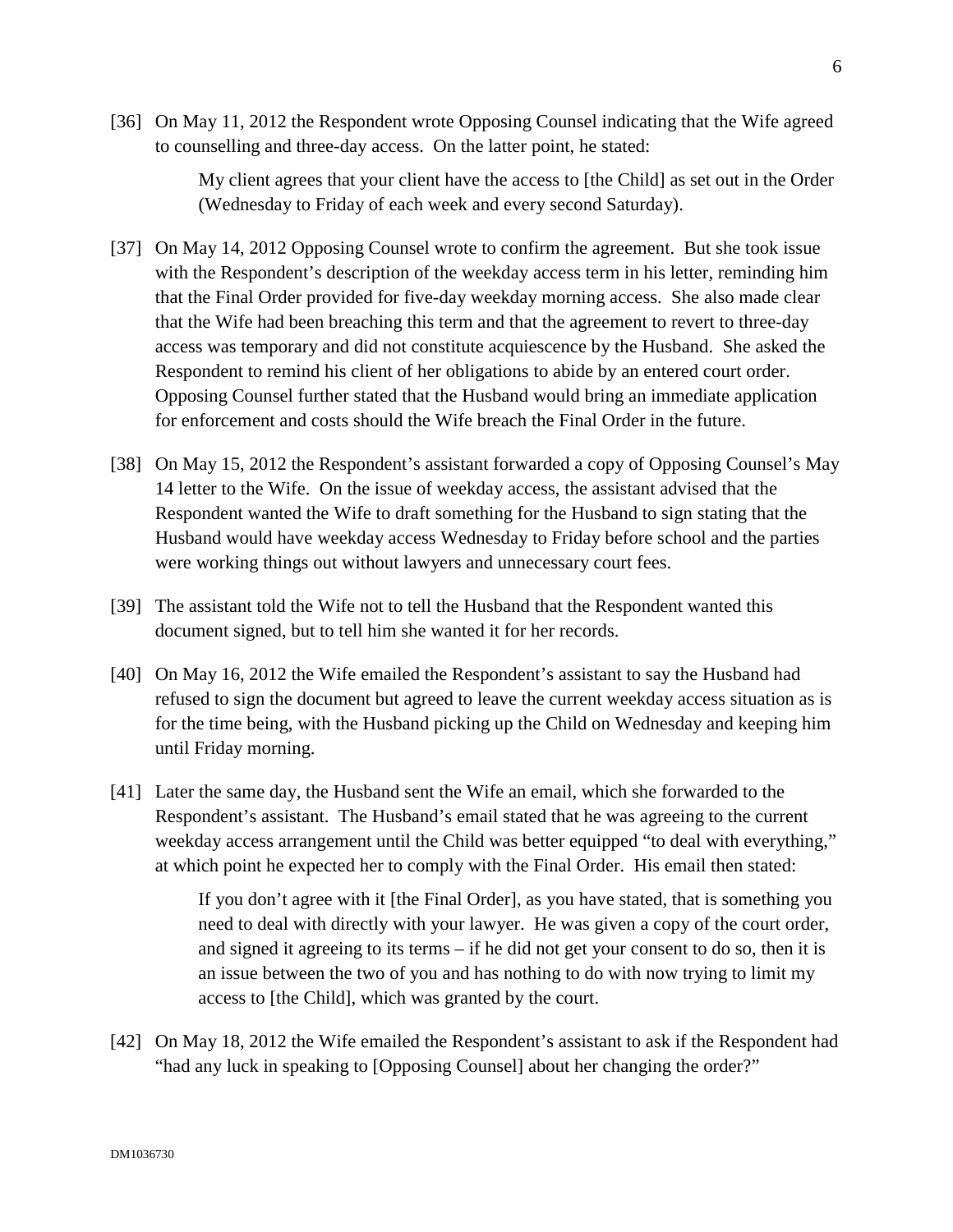[36] On May 11, 2012 the Respondent wrote Opposing Counsel indicating that the Wife agreed to counselling and three-day access. On the latter point, he stated:

> My client agrees that your client have the access to [the Child] as set out in the Order (Wednesday to Friday of each week and every second Saturday).

[37] On May 14, 2012 Opposing Counsel wrote to confirm the agreement. But she took issue with the Respondent's description of the weekday access term in his letter, reminding him that the Final Order provided for five-day weekday morning access. She also made clear that the Wife had been breaching this term and that the agreement to revert to three-day access was temporary and did not constitute acquiescence by the Husband. She asked the Respondent to remind his client of her obligations to abide by an entered court order. Opposing Counsel further stated that the Husband would bring an immediate application for enforcement and costs should the Wife breach the Final Order in the future.

[38] On May 15, 2012 the Respondent's assistant forwarded a copy of Opposing Counsel's May 14 letter to the Wife. On the issue of weekday access, the assistant advised that the Respondent wanted the Wife to draft something for the Husband to sign stating that the Husband would have weekday access Wednesday to Friday before school and the parties were working things out without lawyers and unnecessary court fees.

[39] The assistant told the Wife not to tell the Husband that the Respondent wanted this document signed, but to tell him she wanted it for her records.

[40] On May 16, 2012 the Wife emailed the Respondent's assistant to say the Husband had refused to sign the document but agreed to leave the current weekday access situation as is for the time being, with the Husband picking up the Child on Wednesday and keeping him until Friday morning.

[41] Later the same day, the Husband sent the Wife an email, which she forwarded to the Respondent's assistant. The Husband's email stated that he was agreeing to the current weekday access arrangement until the Child was better equipped "to deal with everything," at which point he expected her to comply with the Final Order. His email then stated:

> If you don't agree with it [the Final Order], as you have stated, that is something you need to deal with directly with your lawyer. He was given a copy of the court order, and signed it agreeing to its terms – if he did not get your consent to do so, then it is an issue between the two of you and has nothing to do with now trying to limit my access to [the Child], which was granted by the court.

[42] On May 18, 2012 the Wife emailed the Respondent's assistant to ask if the Respondent had "had any luck in speaking to [Opposing Counsel] about her changing the order?"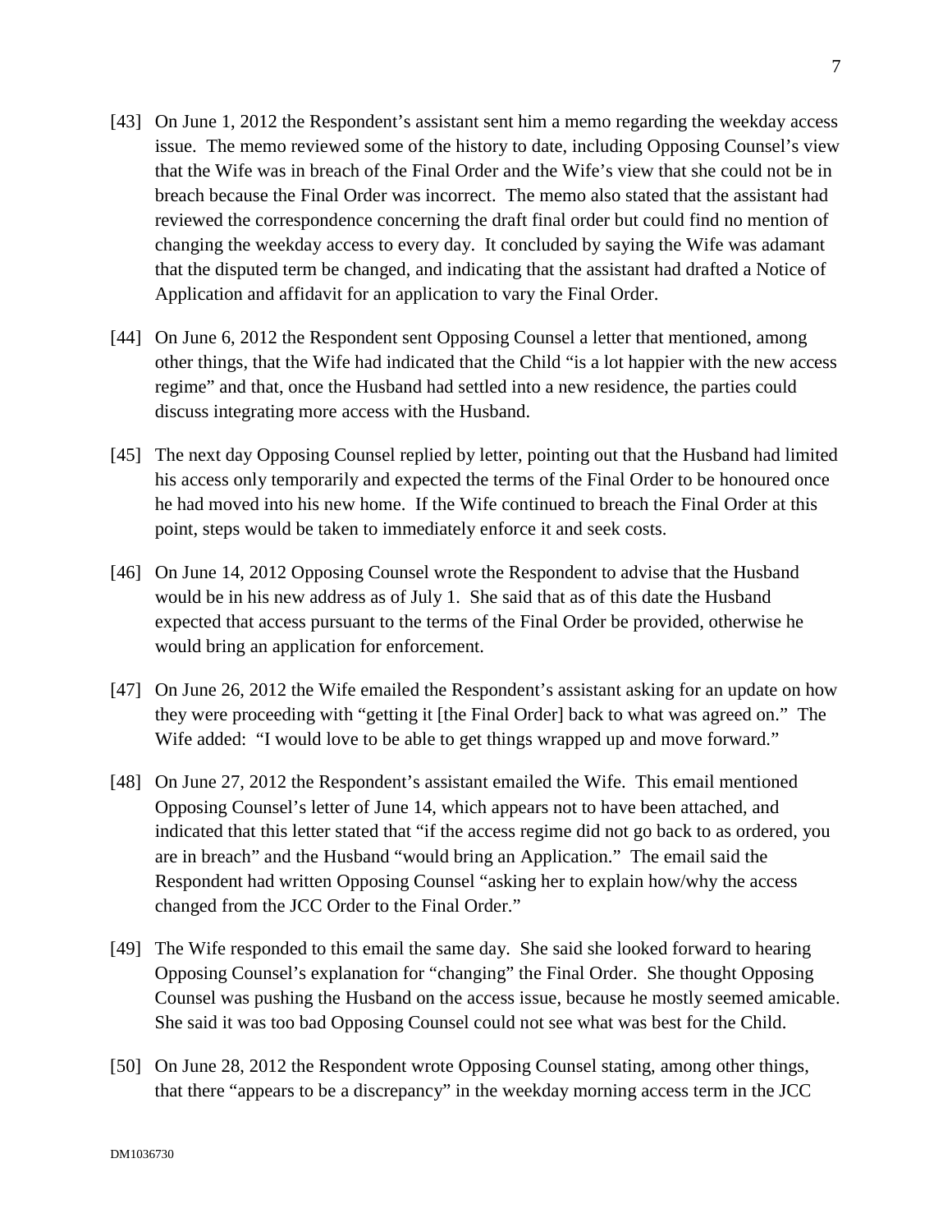[43] On June 1, 2012 the Respondent's assistant sent him a memo regarding the weekday access issue. The memo reviewed some of the history to date, including Opposing Counsel's view that the Wife was in breach of the Final Order and the Wife's view that she could not be in breach because the Final Order was incorrect. The memo also stated that the assistant had reviewed the correspondence concerning the draft final order but could find no mention of changing the weekday access to every day. It concluded by saying the Wife was adamant that the disputed term be changed, and indicating that the assistant had drafted a Notice of Application and affidavit for an application to vary the Final Order.

[44] On June 6, 2012 the Respondent sent Opposing Counsel a letter that mentioned, among other things, that the Wife had indicated that the Child "is a lot happier with the new access regime" and that, once the Husband had settled into a new residence, the parties could discuss integrating more access with the Husband.

[45] The next day Opposing Counsel replied by letter, pointing out that the Husband had limited his access only temporarily and expected the terms of the Final Order to be honoured once he had moved into his new home. If the Wife continued to breach the Final Order at this point, steps would be taken to immediately enforce it and seek costs.

[46] On June 14, 2012 Opposing Counsel wrote the Respondent to advise that the Husband would be in his new address as of July 1. She said that as of this date the Husband expected that access pursuant to the terms of the Final Order be provided, otherwise he would bring an application for enforcement.

[47] On June 26, 2012 the Wife emailed the Respondent's assistant asking for an update on how they were proceeding with "getting it [the Final Order] back to what was agreed on." The Wife added: "I would love to be able to get things wrapped up and move forward."

[48] On June 27, 2012 the Respondent's assistant emailed the Wife. This email mentioned Opposing Counsel's letter of June 14, which appears not to have been attached, and indicated that this letter stated that "if the access regime did not go back to as ordered, you are in breach" and the Husband "would bring an Application." The email said the Respondent had written Opposing Counsel "asking her to explain how/why the access changed from the JCC Order to the Final Order."

[49] The Wife responded to this email the same day. She said she looked forward to hearing Opposing Counsel's explanation for "changing" the Final Order. She thought Opposing Counsel was pushing the Husband on the access issue, because he mostly seemed amicable. She said it was too bad Opposing Counsel could not see what was best for the Child.

[50] On June 28, 2012 the Respondent wrote Opposing Counsel stating, among other things, that there "appears to be a discrepancy" in the weekday morning access term in the JCC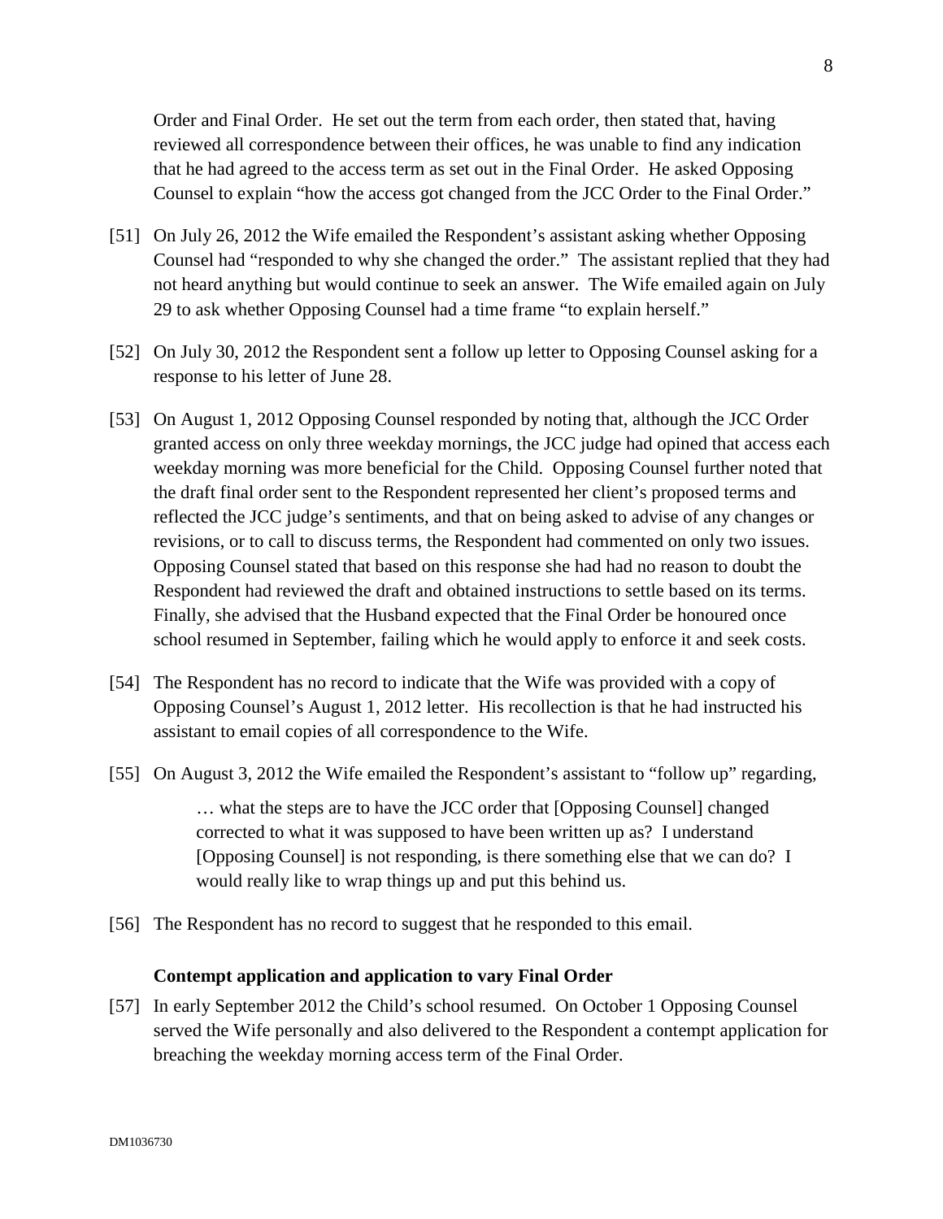Order and Final Order. He set out the term from each order, then stated that, having reviewed all correspondence between their offices, he was unable to find any indication that he had agreed to the access term as set out in the Final Order. He asked Opposing Counsel to explain "how the access got changed from the JCC Order to the Final Order."

[51] On July 26, 2012 the Wife emailed the Respondent's assistant asking whether Opposing Counsel had "responded to why she changed the order." The assistant replied that they had not heard anything but would continue to seek an answer. The Wife emailed again on July 29 to ask whether Opposing Counsel had a time frame "to explain herself."

[52] On July 30, 2012 the Respondent sent a follow up letter to Opposing Counsel asking for a response to his letter of June 28.

[53] On August 1, 2012 Opposing Counsel responded by noting that, although the JCC Order granted access on only three weekday mornings, the JCC judge had opined that access each weekday morning was more beneficial for the Child. Opposing Counsel further noted that the draft final order sent to the Respondent represented her client's proposed terms and reflected the JCC judge's sentiments, and that on being asked to advise of any changes or revisions, or to call to discuss terms, the Respondent had commented on only two issues. Opposing Counsel stated that based on this response she had had no reason to doubt the Respondent had reviewed the draft and obtained instructions to settle based on its terms. Finally, she advised that the Husband expected that the Final Order be honoured once school resumed in September, failing which he would apply to enforce it and seek costs.

[54] The Respondent has no record to indicate that the Wife was provided with a copy of Opposing Counsel's August 1, 2012 letter. His recollection is that he had instructed his assistant to email copies of all correspondence to the Wife.

[55] On August 3, 2012 the Wife emailed the Respondent's assistant to "follow up" regarding,

> … what the steps are to have the JCC order that [Opposing Counsel] changed corrected to what it was supposed to have been written up as? I understand [Opposing Counsel] is not responding, is there something else that we can do? I would really like to wrap things up and put this behind us.

[56] The Respondent has no record to suggest that he responded to this email.

**Contempt application and application to vary Final Order**

[57] In early September 2012 the Child's school resumed. On October 1 Opposing Counsel served the Wife personally and also delivered to the Respondent a contempt application for breaching the weekday morning access term of the Final Order.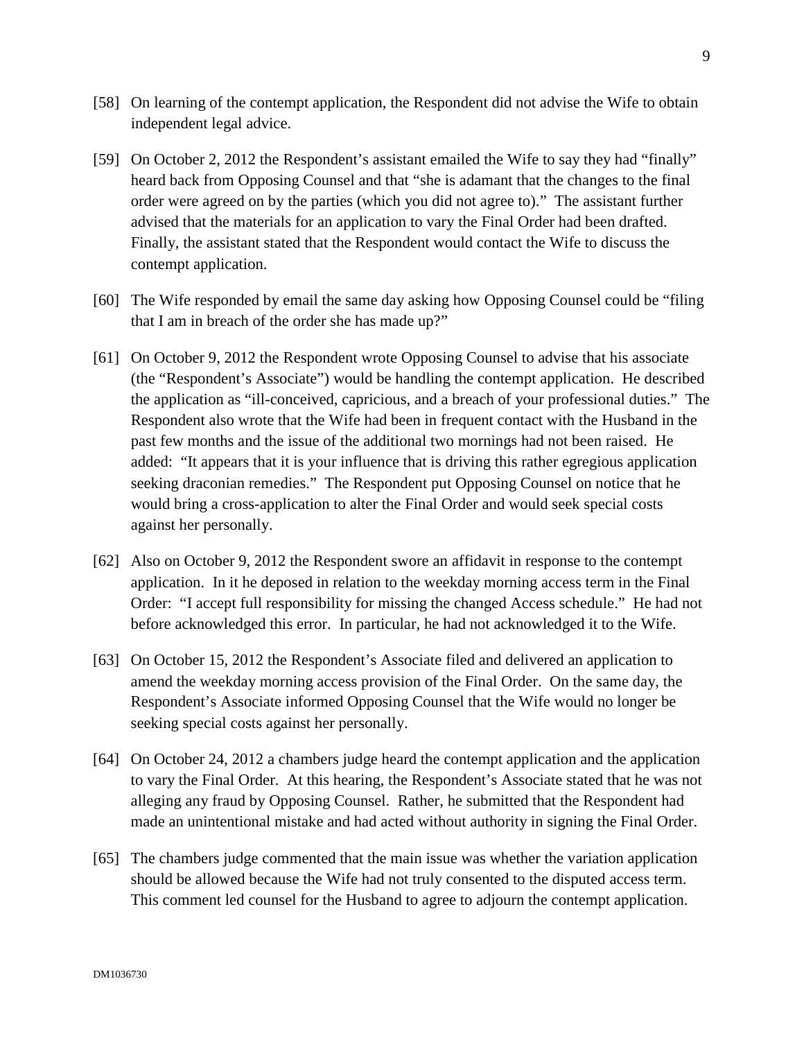[58] On learning of the contempt application, the Respondent did not advise the Wife to obtain independent legal advice.

[59] On October 2, 2012 the Respondent's assistant emailed the Wife to say they had "finally" heard back from Opposing Counsel and that "she is adamant that the changes to the final order were agreed on by the parties (which you did not agree to)." The assistant further advised that the materials for an application to vary the Final Order had been drafted. Finally, the assistant stated that the Respondent would contact the Wife to discuss the contempt application.

[60] The Wife responded by email the same day asking how Opposing Counsel could be "filing that I am in breach of the order she has made up?"

[61] On October 9, 2012 the Respondent wrote Opposing Counsel to advise that his associate (the "Respondent's Associate") would be handling the contempt application. He described the application as "ill-conceived, capricious, and a breach of your professional duties." The Respondent also wrote that the Wife had been in frequent contact with the Husband in the past few months and the issue of the additional two mornings had not been raised. He added: "It appears that it is your influence that is driving this rather egregious application seeking draconian remedies." The Respondent put Opposing Counsel on notice that he would bring a cross-application to alter the Final Order and would seek special costs against her personally.

[62] Also on October 9, 2012 the Respondent swore an affidavit in response to the contempt application. In it he deposed in relation to the weekday morning access term in the Final Order: "I accept full responsibility for missing the changed Access schedule." He had not before acknowledged this error. In particular, he had not acknowledged it to the Wife.

[63] On October 15, 2012 the Respondent's Associate filed and delivered an application to amend the weekday morning access provision of the Final Order. On the same day, the Respondent's Associate informed Opposing Counsel that the Wife would no longer be seeking special costs against her personally.

[64] On October 24, 2012 a chambers judge heard the contempt application and the application to vary the Final Order. At this hearing, the Respondent's Associate stated that he was not alleging any fraud by Opposing Counsel. Rather, he submitted that the Respondent had made an unintentional mistake and had acted without authority in signing the Final Order.

[65] The chambers judge commented that the main issue was whether the variation application should be allowed because the Wife had not truly consented to the disputed access term. This comment led counsel for the Husband to agree to adjourn the contempt application.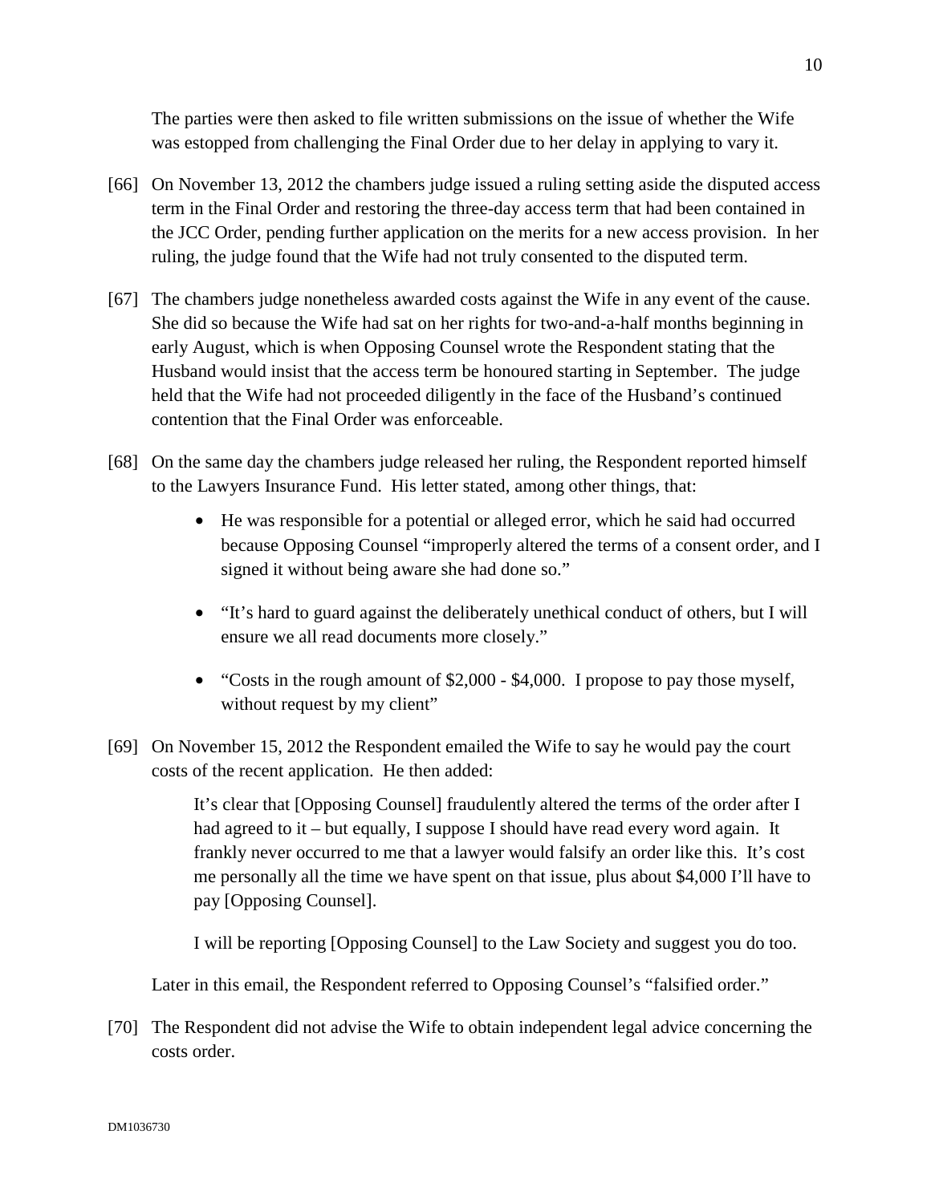The parties were then asked to file written submissions on the issue of whether the Wife was estopped from challenging the Final Order due to her delay in applying to vary it.

[66] On November 13, 2012 the chambers judge issued a ruling setting aside the disputed access term in the Final Order and restoring the three-day access term that had been contained in the JCC Order, pending further application on the merits for a new access provision. In her ruling, the judge found that the Wife had not truly consented to the disputed term.

[67] The chambers judge nonetheless awarded costs against the Wife in any event of the cause. She did so because the Wife had sat on her rights for two-and-a-half months beginning in early August, which is when Opposing Counsel wrote the Respondent stating that the Husband would insist that the access term be honoured starting in September. The judge held that the Wife had not proceeded diligently in the face of the Husband's continued contention that the Final Order was enforceable.

[68] On the same day the chambers judge released her ruling, the Respondent reported himself to the Lawyers Insurance Fund. His letter stated, among other things, that:

- He was responsible for a potential or alleged error, which he said had occurred because Opposing Counsel "improperly altered the terms of a consent order, and I signed it without being aware she had done so."
- "It's hard to guard against the deliberately unethical conduct of others, but I will ensure we all read documents more closely."
- "Costs in the rough amount of $2,000 - $4,000. I propose to pay those myself, without request by my client"

[69] On November 15, 2012 the Respondent emailed the Wife to say he would pay the court costs of the recent application. He then added:

> It's clear that [Opposing Counsel] fraudulently altered the terms of the order after I had agreed to it – but equally, I suppose I should have read every word again. It frankly never occurred to me that a lawyer would falsify an order like this. It's cost me personally all the time we have spent on that issue, plus about $4,000 I'll have to pay [Opposing Counsel].
>
> I will be reporting [Opposing Counsel] to the Law Society and suggest you do too.

Later in this email, the Respondent referred to Opposing Counsel's "falsified order."

[70] The Respondent did not advise the Wife to obtain independent legal advice concerning the costs order.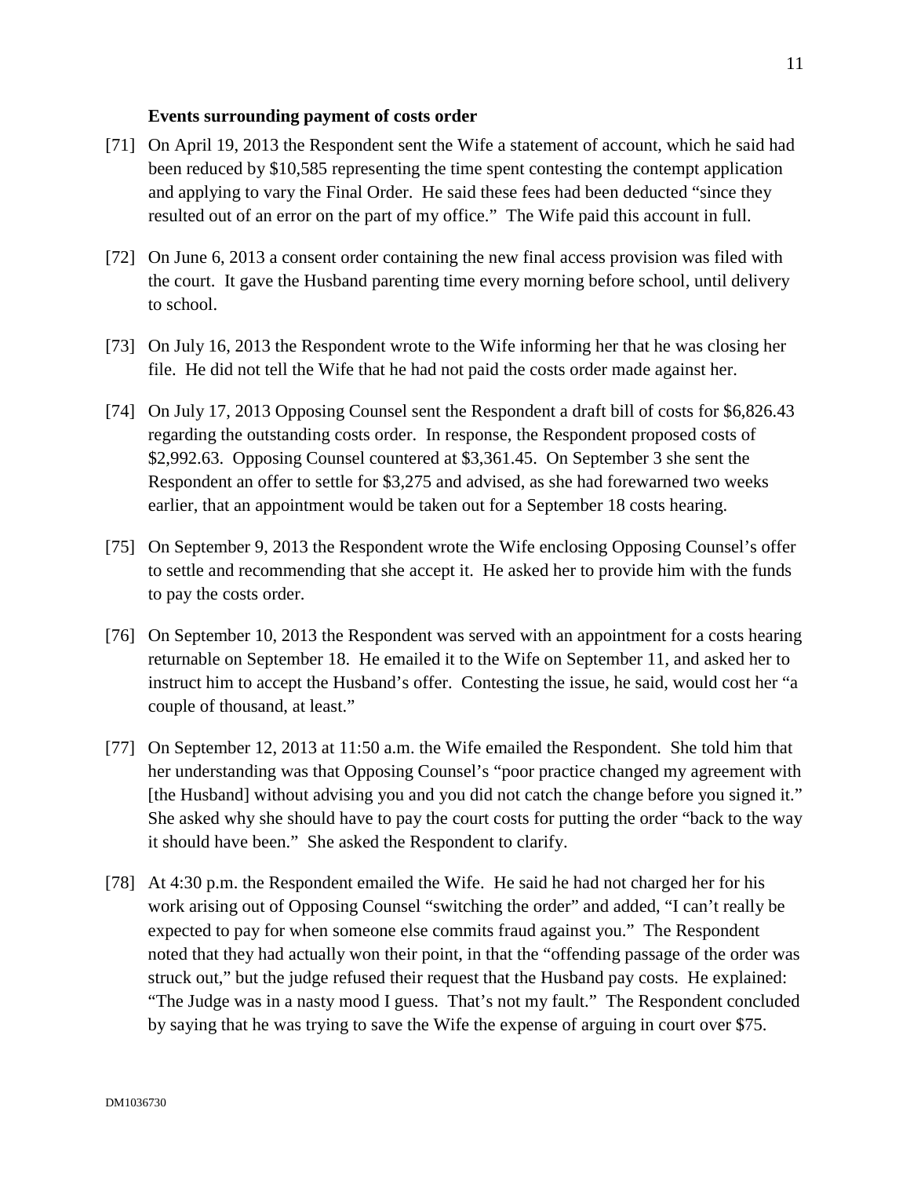### Events surrounding payment of costs order

[71] On April 19, 2013 the Respondent sent the Wife a statement of account, which he said had been reduced by $10,585 representing the time spent contesting the contempt application and applying to vary the Final Order. He said these fees had been deducted "since they resulted out of an error on the part of my office." The Wife paid this account in full.

[72] On June 6, 2013 a consent order containing the new final access provision was filed with the court. It gave the Husband parenting time every morning before school, until delivery to school.

[73] On July 16, 2013 the Respondent wrote to the Wife informing her that he was closing her file. He did not tell the Wife that he had not paid the costs order made against her.

[74] On July 17, 2013 Opposing Counsel sent the Respondent a draft bill of costs for $6,826.43 regarding the outstanding costs order. In response, the Respondent proposed costs of $2,992.63. Opposing Counsel countered at $3,361.45. On September 3 she sent the Respondent an offer to settle for $3,275 and advised, as she had forewarned two weeks earlier, that an appointment would be taken out for a September 18 costs hearing.

[75] On September 9, 2013 the Respondent wrote the Wife enclosing Opposing Counsel's offer to settle and recommending that she accept it. He asked her to provide him with the funds to pay the costs order.

[76] On September 10, 2013 the Respondent was served with an appointment for a costs hearing returnable on September 18. He emailed it to the Wife on September 11, and asked her to instruct him to accept the Husband's offer. Contesting the issue, he said, would cost her "a couple of thousand, at least."

[77] On September 12, 2013 at 11:50 a.m. the Wife emailed the Respondent. She told him that her understanding was that Opposing Counsel's "poor practice changed my agreement with [the Husband] without advising you and you did not catch the change before you signed it." She asked why she should have to pay the court costs for putting the order "back to the way it should have been." She asked the Respondent to clarify.

[78] At 4:30 p.m. the Respondent emailed the Wife. He said he had not charged her for his work arising out of Opposing Counsel "switching the order" and added, "I can't really be expected to pay for when someone else commits fraud against you." The Respondent noted that they had actually won their point, in that the "offending passage of the order was struck out," but the judge refused their request that the Husband pay costs. He explained: "The Judge was in a nasty mood I guess. That's not my fault." The Respondent concluded by saying that he was trying to save the Wife the expense of arguing in court over $75.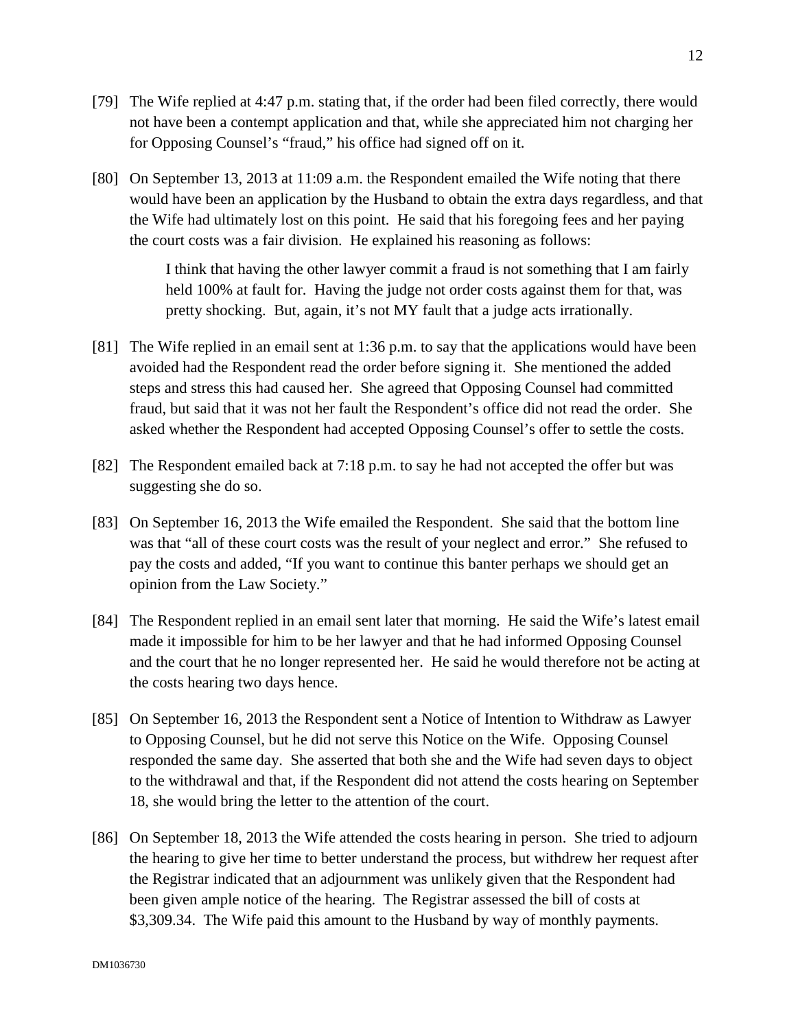[79] The Wife replied at 4:47 p.m. stating that, if the order had been filed correctly, there would not have been a contempt application and that, while she appreciated him not charging her for Opposing Counsel's "fraud," his office had signed off on it.

[80] On September 13, 2013 at 11:09 a.m. the Respondent emailed the Wife noting that there would have been an application by the Husband to obtain the extra days regardless, and that the Wife had ultimately lost on this point. He said that his foregoing fees and her paying the court costs was a fair division. He explained his reasoning as follows:

> I think that having the other lawyer commit a fraud is not something that I am fairly held 100% at fault for. Having the judge not order costs against them for that, was pretty shocking. But, again, it's not MY fault that a judge acts irrationally.

[81] The Wife replied in an email sent at 1:36 p.m. to say that the applications would have been avoided had the Respondent read the order before signing it. She mentioned the added steps and stress this had caused her. She agreed that Opposing Counsel had committed fraud, but said that it was not her fault the Respondent's office did not read the order. She asked whether the Respondent had accepted Opposing Counsel's offer to settle the costs.

[82] The Respondent emailed back at 7:18 p.m. to say he had not accepted the offer but was suggesting she do so.

[83] On September 16, 2013 the Wife emailed the Respondent. She said that the bottom line was that "all of these court costs was the result of your neglect and error." She refused to pay the costs and added, "If you want to continue this banter perhaps we should get an opinion from the Law Society."

[84] The Respondent replied in an email sent later that morning. He said the Wife's latest email made it impossible for him to be her lawyer and that he had informed Opposing Counsel and the court that he no longer represented her. He said he would therefore not be acting at the costs hearing two days hence.

[85] On September 16, 2013 the Respondent sent a Notice of Intention to Withdraw as Lawyer to Opposing Counsel, but he did not serve this Notice on the Wife. Opposing Counsel responded the same day. She asserted that both she and the Wife had seven days to object to the withdrawal and that, if the Respondent did not attend the costs hearing on September 18, she would bring the letter to the attention of the court.

[86] On September 18, 2013 the Wife attended the costs hearing in person. She tried to adjourn the hearing to give her time to better understand the process, but withdrew her request after the Registrar indicated that an adjournment was unlikely given that the Respondent had been given ample notice of the hearing. The Registrar assessed the bill of costs at $3,309.34. The Wife paid this amount to the Husband by way of monthly payments.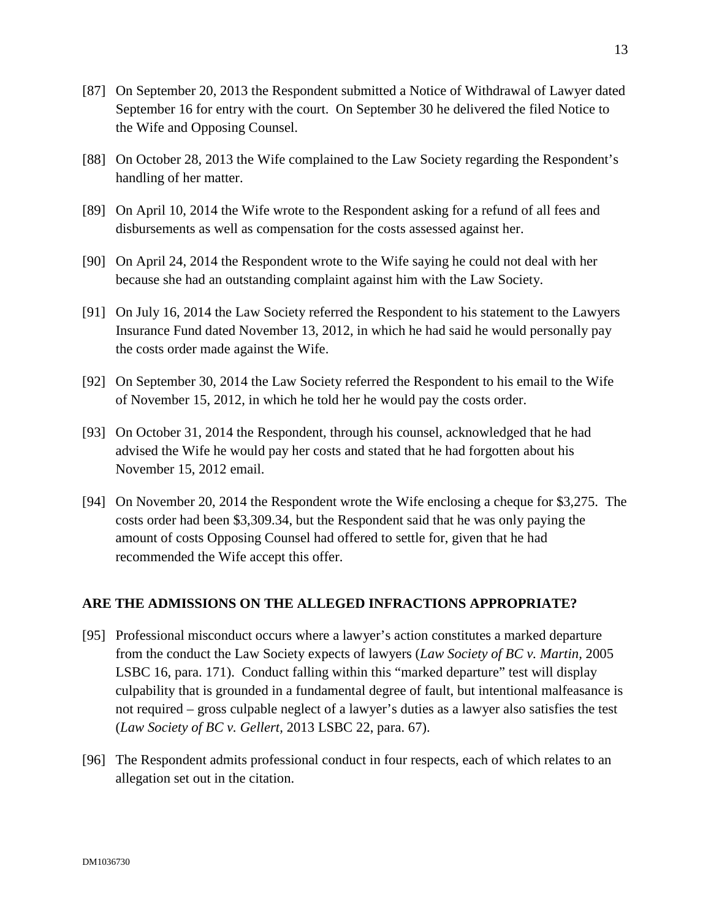[87] On September 20, 2013 the Respondent submitted a Notice of Withdrawal of Lawyer dated September 16 for entry with the court. On September 30 he delivered the filed Notice to the Wife and Opposing Counsel.

[88] On October 28, 2013 the Wife complained to the Law Society regarding the Respondent's handling of her matter.

[89] On April 10, 2014 the Wife wrote to the Respondent asking for a refund of all fees and disbursements as well as compensation for the costs assessed against her.

[90] On April 24, 2014 the Respondent wrote to the Wife saying he could not deal with her because she had an outstanding complaint against him with the Law Society.

[91] On July 16, 2014 the Law Society referred the Respondent to his statement to the Lawyers Insurance Fund dated November 13, 2012, in which he had said he would personally pay the costs order made against the Wife.

[92] On September 30, 2014 the Law Society referred the Respondent to his email to the Wife of November 15, 2012, in which he told her he would pay the costs order.

[93] On October 31, 2014 the Respondent, through his counsel, acknowledged that he had advised the Wife he would pay her costs and stated that he had forgotten about his November 15, 2012 email.

[94] On November 20, 2014 the Respondent wrote the Wife enclosing a cheque for $3,275. The costs order had been $3,309.34, but the Respondent said that he was only paying the amount of costs Opposing Counsel had offered to settle for, given that he had recommended the Wife accept this offer.

## ARE THE ADMISSIONS ON THE ALLEGED INFRACTIONS APPROPRIATE?

[95] Professional misconduct occurs where a lawyer's action constitutes a marked departure from the conduct the Law Society expects of lawyers (*Law Society of BC v. Martin*, 2005 LSBC 16, para. 171). Conduct falling within this "marked departure" test will display culpability that is grounded in a fundamental degree of fault, but intentional malfeasance is not required – gross culpable neglect of a lawyer's duties as a lawyer also satisfies the test (*Law Society of BC v. Gellert*, 2013 LSBC 22, para. 67).

[96] The Respondent admits professional conduct in four respects, each of which relates to an allegation set out in the citation.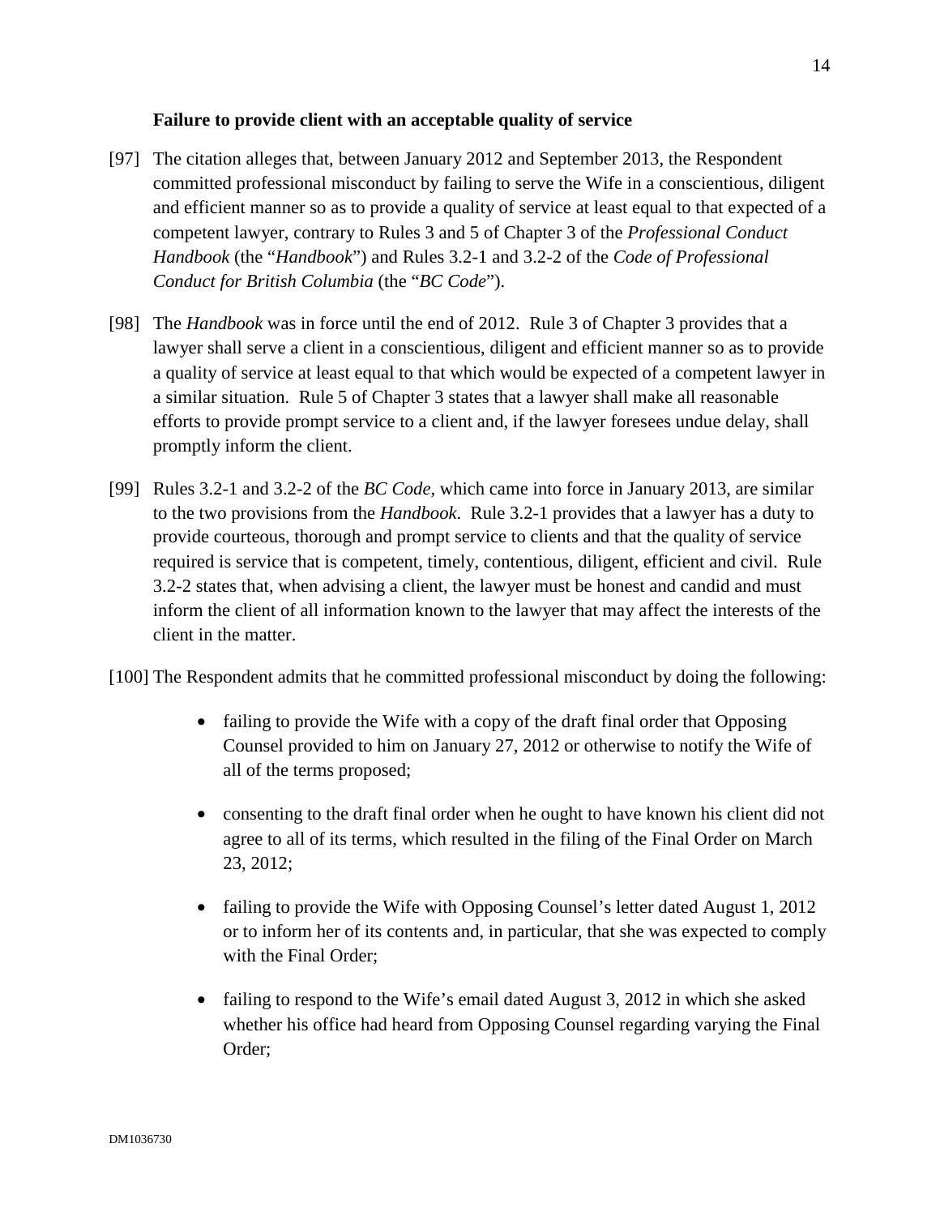**Failure to provide client with an acceptable quality of service**

[97] The citation alleges that, between January 2012 and September 2013, the Respondent committed professional misconduct by failing to serve the Wife in a conscientious, diligent and efficient manner so as to provide a quality of service at least equal to that expected of a competent lawyer, contrary to Rules 3 and 5 of Chapter 3 of the *Professional Conduct Handbook* (the "*Handbook*") and Rules 3.2-1 and 3.2-2 of the *Code of Professional Conduct for British Columbia* (the "*BC Code*").

[98] The *Handbook* was in force until the end of 2012. Rule 3 of Chapter 3 provides that a lawyer shall serve a client in a conscientious, diligent and efficient manner so as to provide a quality of service at least equal to that which would be expected of a competent lawyer in a similar situation. Rule 5 of Chapter 3 states that a lawyer shall make all reasonable efforts to provide prompt service to a client and, if the lawyer foresees undue delay, shall promptly inform the client.

[99] Rules 3.2-1 and 3.2-2 of the *BC Code*, which came into force in January 2013, are similar to the two provisions from the *Handbook*. Rule 3.2-1 provides that a lawyer has a duty to provide courteous, thorough and prompt service to clients and that the quality of service required is service that is competent, timely, contentious, diligent, efficient and civil. Rule 3.2-2 states that, when advising a client, the lawyer must be honest and candid and must inform the client of all information known to the lawyer that may affect the interests of the client in the matter.

[100] The Respondent admits that he committed professional misconduct by doing the following:

- failing to provide the Wife with a copy of the draft final order that Opposing Counsel provided to him on January 27, 2012 or otherwise to notify the Wife of all of the terms proposed;
- consenting to the draft final order when he ought to have known his client did not agree to all of its terms, which resulted in the filing of the Final Order on March 23, 2012;
- failing to provide the Wife with Opposing Counsel's letter dated August 1, 2012 or to inform her of its contents and, in particular, that she was expected to comply with the Final Order;
- failing to respond to the Wife's email dated August 3, 2012 in which she asked whether his office had heard from Opposing Counsel regarding varying the Final Order;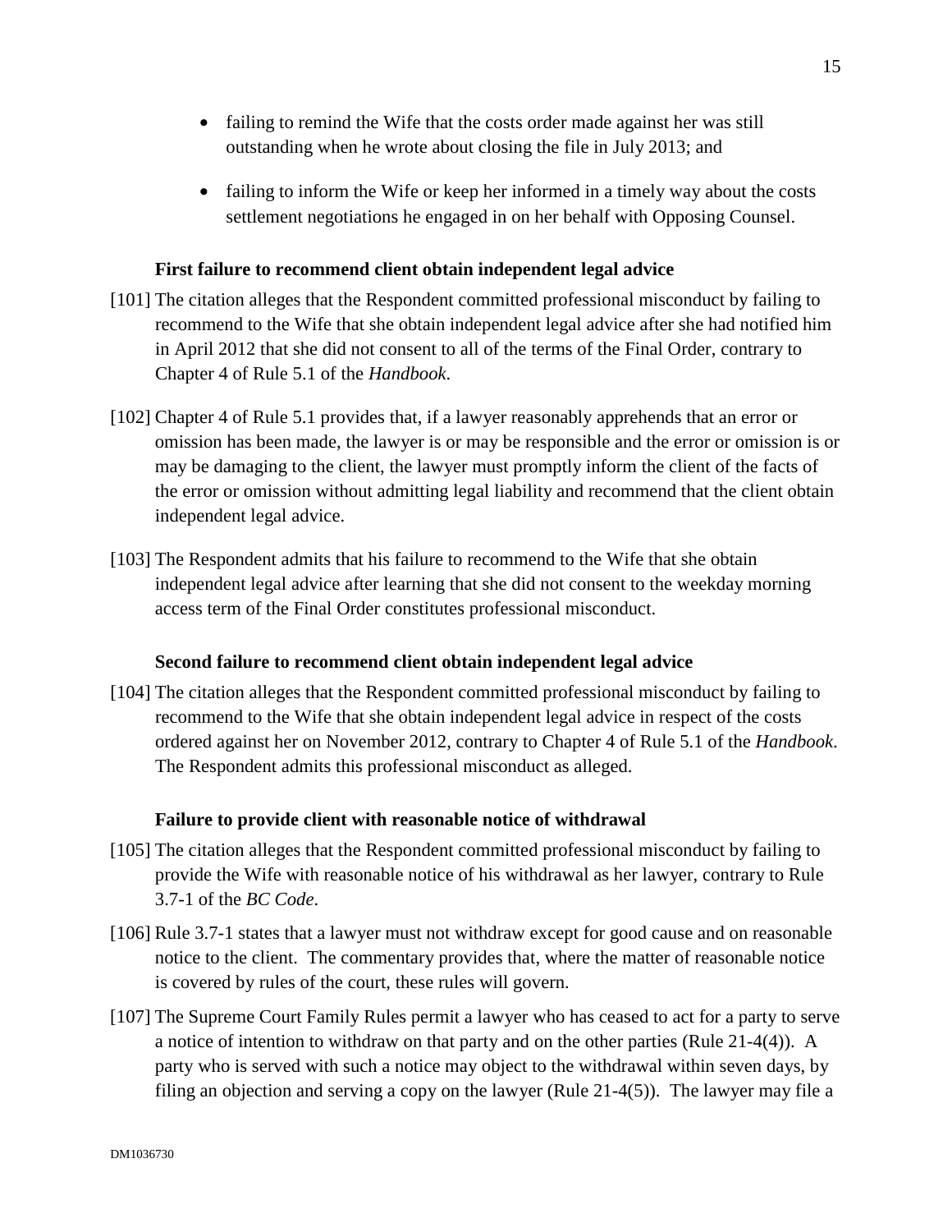- failing to remind the Wife that the costs order made against her was still outstanding when he wrote about closing the file in July 2013; and
- failing to inform the Wife or keep her informed in a timely way about the costs settlement negotiations he engaged in on her behalf with Opposing Counsel.

### First failure to recommend client obtain independent legal advice

[101] The citation alleges that the Respondent committed professional misconduct by failing to recommend to the Wife that she obtain independent legal advice after she had notified him in April 2012 that she did not consent to all of the terms of the Final Order, contrary to Chapter 4 of Rule 5.1 of the *Handbook*.

[102] Chapter 4 of Rule 5.1 provides that, if a lawyer reasonably apprehends that an error or omission has been made, the lawyer is or may be responsible and the error or omission is or may be damaging to the client, the lawyer must promptly inform the client of the facts of the error or omission without admitting legal liability and recommend that the client obtain independent legal advice.

[103] The Respondent admits that his failure to recommend to the Wife that she obtain independent legal advice after learning that she did not consent to the weekday morning access term of the Final Order constitutes professional misconduct.

### Second failure to recommend client obtain independent legal advice

[104] The citation alleges that the Respondent committed professional misconduct by failing to recommend to the Wife that she obtain independent legal advice in respect of the costs ordered against her on November 2012, contrary to Chapter 4 of Rule 5.1 of the *Handbook*. The Respondent admits this professional misconduct as alleged.

### Failure to provide client with reasonable notice of withdrawal

[105] The citation alleges that the Respondent committed professional misconduct by failing to provide the Wife with reasonable notice of his withdrawal as her lawyer, contrary to Rule 3.7-1 of the *BC Code*.

[106] Rule 3.7-1 states that a lawyer must not withdraw except for good cause and on reasonable notice to the client. The commentary provides that, where the matter of reasonable notice is covered by rules of the court, these rules will govern.

[107] The Supreme Court Family Rules permit a lawyer who has ceased to act for a party to serve a notice of intention to withdraw on that party and on the other parties (Rule 21-4(4)). A party who is served with such a notice may object to the withdrawal within seven days, by filing an objection and serving a copy on the lawyer (Rule 21-4(5)). The lawyer may file a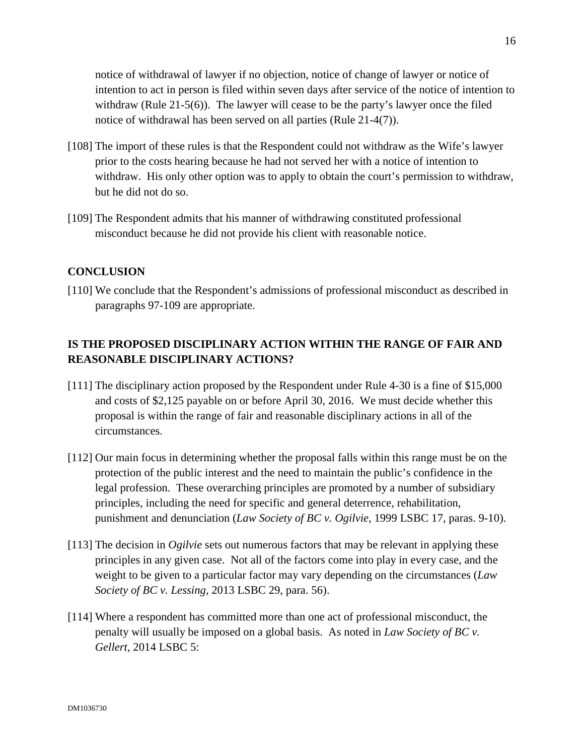notice of withdrawal of lawyer if no objection, notice of change of lawyer or notice of intention to act in person is filed within seven days after service of the notice of intention to withdraw (Rule 21-5(6)). The lawyer will cease to be the party's lawyer once the filed notice of withdrawal has been served on all parties (Rule 21-4(7)).

[108] The import of these rules is that the Respondent could not withdraw as the Wife's lawyer prior to the costs hearing because he had not served her with a notice of intention to withdraw. His only other option was to apply to obtain the court's permission to withdraw, but he did not do so.

[109] The Respondent admits that his manner of withdrawing constituted professional misconduct because he did not provide his client with reasonable notice.

## CONCLUSION

[110] We conclude that the Respondent's admissions of professional misconduct as described in paragraphs 97-109 are appropriate.

## IS THE PROPOSED DISCIPLINARY ACTION WITHIN THE RANGE OF FAIR AND REASONABLE DISCIPLINARY ACTIONS?

[111] The disciplinary action proposed by the Respondent under Rule 4-30 is a fine of $15,000 and costs of $2,125 payable on or before April 30, 2016. We must decide whether this proposal is within the range of fair and reasonable disciplinary actions in all of the circumstances.

[112] Our main focus in determining whether the proposal falls within this range must be on the protection of the public interest and the need to maintain the public's confidence in the legal profession. These overarching principles are promoted by a number of subsidiary principles, including the need for specific and general deterrence, rehabilitation, punishment and denunciation (*Law Society of BC v. Ogilvie*, 1999 LSBC 17, paras. 9-10).

[113] The decision in *Ogilvie* sets out numerous factors that may be relevant in applying these principles in any given case. Not all of the factors come into play in every case, and the weight to be given to a particular factor may vary depending on the circumstances (*Law Society of BC v. Lessing*, 2013 LSBC 29, para. 56).

[114] Where a respondent has committed more than one act of professional misconduct, the penalty will usually be imposed on a global basis. As noted in *Law Society of BC v. Gellert*, 2014 LSBC 5: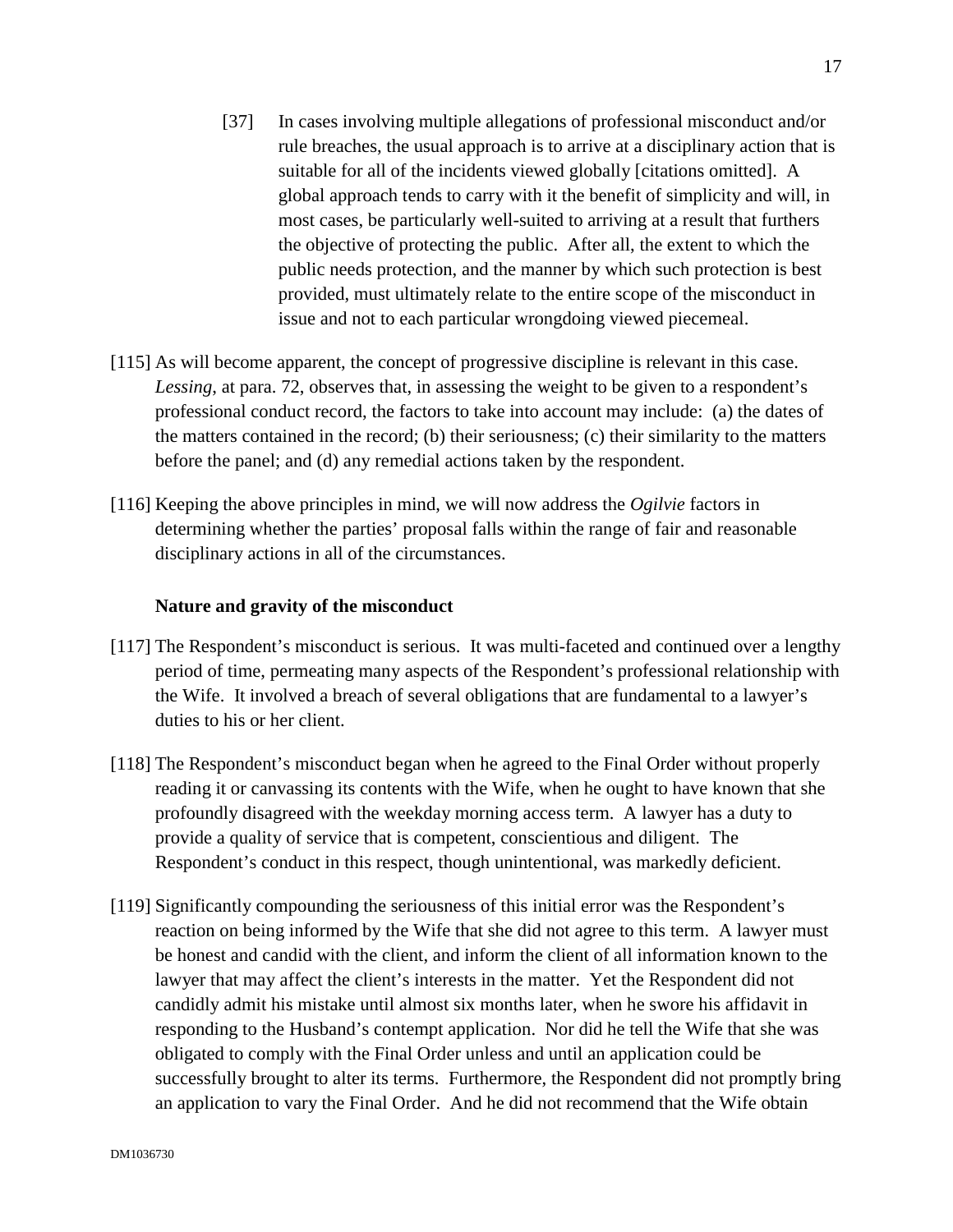> [37] In cases involving multiple allegations of professional misconduct and/or rule breaches, the usual approach is to arrive at a disciplinary action that is suitable for all of the incidents viewed globally [citations omitted]. A global approach tends to carry with it the benefit of simplicity and will, in most cases, be particularly well-suited to arriving at a result that furthers the objective of protecting the public. After all, the extent to which the public needs protection, and the manner by which such protection is best provided, must ultimately relate to the entire scope of the misconduct in issue and not to each particular wrongdoing viewed piecemeal.

[115] As will become apparent, the concept of progressive discipline is relevant in this case. *Lessing*, at para. 72, observes that, in assessing the weight to be given to a respondent's professional conduct record, the factors to take into account may include: (a) the dates of the matters contained in the record; (b) their seriousness; (c) their similarity to the matters before the panel; and (d) any remedial actions taken by the respondent.

[116] Keeping the above principles in mind, we will now address the *Ogilvie* factors in determining whether the parties' proposal falls within the range of fair and reasonable disciplinary actions in all of the circumstances.

**Nature and gravity of the misconduct**

[117] The Respondent's misconduct is serious. It was multi-faceted and continued over a lengthy period of time, permeating many aspects of the Respondent's professional relationship with the Wife. It involved a breach of several obligations that are fundamental to a lawyer's duties to his or her client.

[118] The Respondent's misconduct began when he agreed to the Final Order without properly reading it or canvassing its contents with the Wife, when he ought to have known that she profoundly disagreed with the weekday morning access term. A lawyer has a duty to provide a quality of service that is competent, conscientious and diligent. The Respondent's conduct in this respect, though unintentional, was markedly deficient.

[119] Significantly compounding the seriousness of this initial error was the Respondent's reaction on being informed by the Wife that she did not agree to this term. A lawyer must be honest and candid with the client, and inform the client of all information known to the lawyer that may affect the client's interests in the matter. Yet the Respondent did not candidly admit his mistake until almost six months later, when he swore his affidavit in responding to the Husband's contempt application. Nor did he tell the Wife that she was obligated to comply with the Final Order unless and until an application could be successfully brought to alter its terms. Furthermore, the Respondent did not promptly bring an application to vary the Final Order. And he did not recommend that the Wife obtain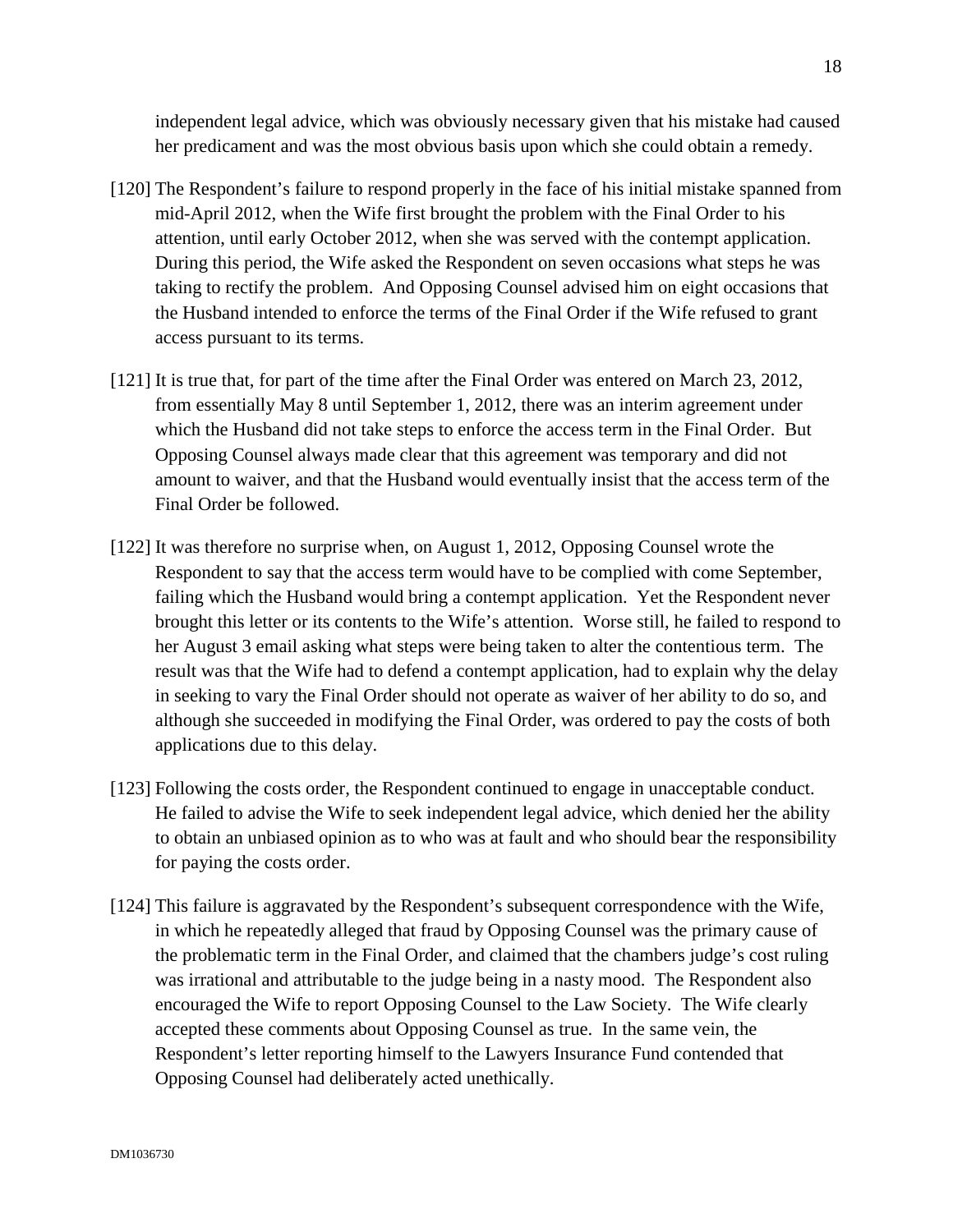independent legal advice, which was obviously necessary given that his mistake had caused her predicament and was the most obvious basis upon which she could obtain a remedy.

[120] The Respondent's failure to respond properly in the face of his initial mistake spanned from mid-April 2012, when the Wife first brought the problem with the Final Order to his attention, until early October 2012, when she was served with the contempt application. During this period, the Wife asked the Respondent on seven occasions what steps he was taking to rectify the problem. And Opposing Counsel advised him on eight occasions that the Husband intended to enforce the terms of the Final Order if the Wife refused to grant access pursuant to its terms.

[121] It is true that, for part of the time after the Final Order was entered on March 23, 2012, from essentially May 8 until September 1, 2012, there was an interim agreement under which the Husband did not take steps to enforce the access term in the Final Order. But Opposing Counsel always made clear that this agreement was temporary and did not amount to waiver, and that the Husband would eventually insist that the access term of the Final Order be followed.

[122] It was therefore no surprise when, on August 1, 2012, Opposing Counsel wrote the Respondent to say that the access term would have to be complied with come September, failing which the Husband would bring a contempt application. Yet the Respondent never brought this letter or its contents to the Wife's attention. Worse still, he failed to respond to her August 3 email asking what steps were being taken to alter the contentious term. The result was that the Wife had to defend a contempt application, had to explain why the delay in seeking to vary the Final Order should not operate as waiver of her ability to do so, and although she succeeded in modifying the Final Order, was ordered to pay the costs of both applications due to this delay.

[123] Following the costs order, the Respondent continued to engage in unacceptable conduct. He failed to advise the Wife to seek independent legal advice, which denied her the ability to obtain an unbiased opinion as to who was at fault and who should bear the responsibility for paying the costs order.

[124] This failure is aggravated by the Respondent's subsequent correspondence with the Wife, in which he repeatedly alleged that fraud by Opposing Counsel was the primary cause of the problematic term in the Final Order, and claimed that the chambers judge's cost ruling was irrational and attributable to the judge being in a nasty mood. The Respondent also encouraged the Wife to report Opposing Counsel to the Law Society. The Wife clearly accepted these comments about Opposing Counsel as true. In the same vein, the Respondent's letter reporting himself to the Lawyers Insurance Fund contended that Opposing Counsel had deliberately acted unethically.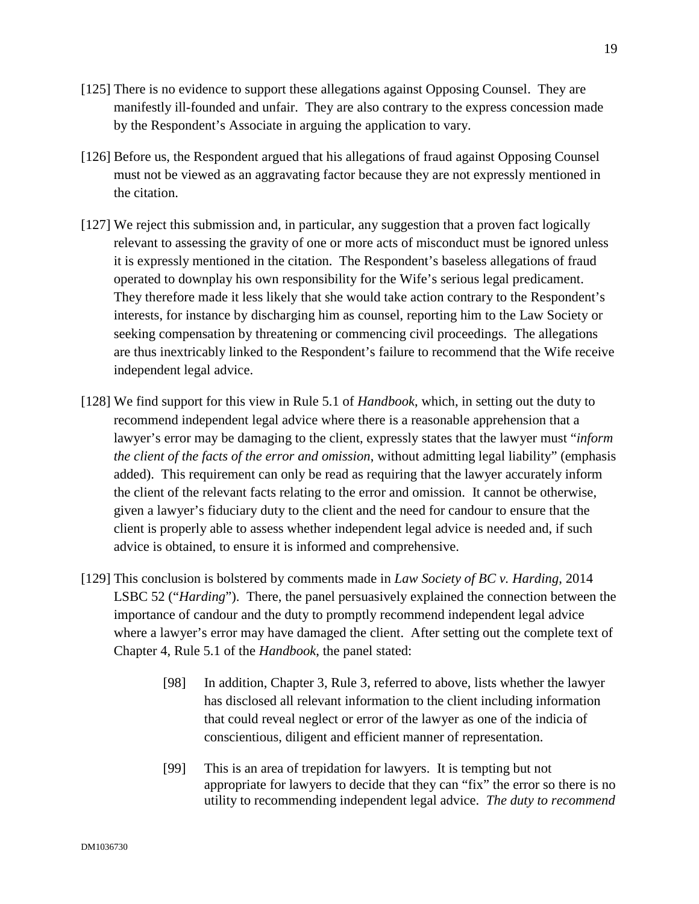[125] There is no evidence to support these allegations against Opposing Counsel. They are manifestly ill-founded and unfair. They are also contrary to the express concession made by the Respondent's Associate in arguing the application to vary.

[126] Before us, the Respondent argued that his allegations of fraud against Opposing Counsel must not be viewed as an aggravating factor because they are not expressly mentioned in the citation.

[127] We reject this submission and, in particular, any suggestion that a proven fact logically relevant to assessing the gravity of one or more acts of misconduct must be ignored unless it is expressly mentioned in the citation. The Respondent's baseless allegations of fraud operated to downplay his own responsibility for the Wife's serious legal predicament. They therefore made it less likely that she would take action contrary to the Respondent's interests, for instance by discharging him as counsel, reporting him to the Law Society or seeking compensation by threatening or commencing civil proceedings. The allegations are thus inextricably linked to the Respondent's failure to recommend that the Wife receive independent legal advice.

[128] We find support for this view in Rule 5.1 of *Handbook*, which, in setting out the duty to recommend independent legal advice where there is a reasonable apprehension that a lawyer's error may be damaging to the client, expressly states that the lawyer must "*inform the client of the facts of the error and omission*, without admitting legal liability" (emphasis added). This requirement can only be read as requiring that the lawyer accurately inform the client of the relevant facts relating to the error and omission. It cannot be otherwise, given a lawyer's fiduciary duty to the client and the need for candour to ensure that the client is properly able to assess whether independent legal advice is needed and, if such advice is obtained, to ensure it is informed and comprehensive.

[129] This conclusion is bolstered by comments made in *Law Society of BC v. Harding*, 2014 LSBC 52 ("*Harding*"). There, the panel persuasively explained the connection between the importance of candour and the duty to promptly recommend independent legal advice where a lawyer's error may have damaged the client. After setting out the complete text of Chapter 4, Rule 5.1 of the *Handbook*, the panel stated:

> [98] In addition, Chapter 3, Rule 3, referred to above, lists whether the lawyer has disclosed all relevant information to the client including information that could reveal neglect or error of the lawyer as one of the indicia of conscientious, diligent and efficient manner of representation.
>
> [99] This is an area of trepidation for lawyers. It is tempting but not appropriate for lawyers to decide that they can "fix" the error so there is no utility to recommending independent legal advice. *The duty to recommend*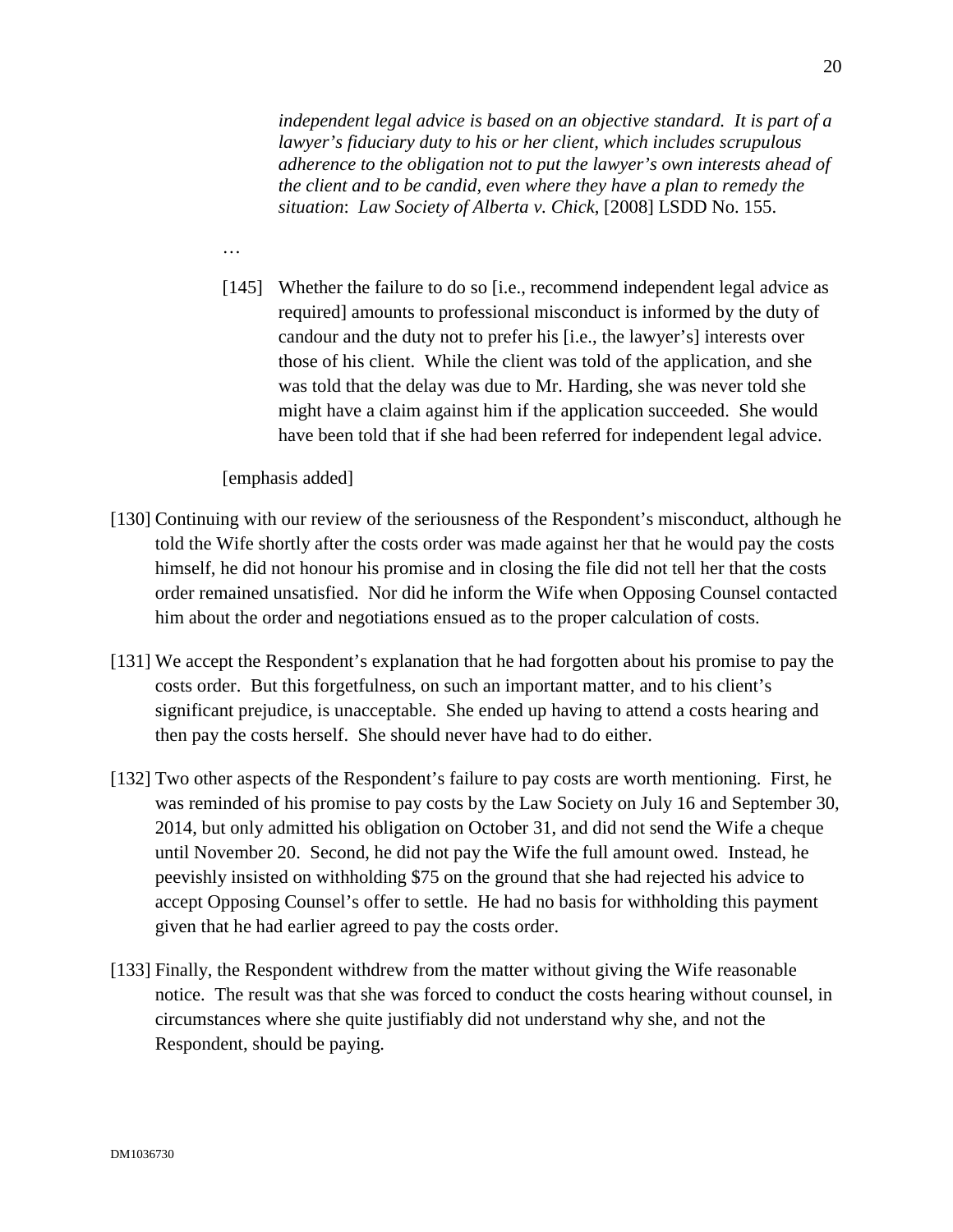> *independent legal advice is based on an objective standard. It is part of a lawyer's fiduciary duty to his or her client, which includes scrupulous adherence to the obligation not to put the lawyer's own interests ahead of the client and to be candid, even where they have a plan to remedy the situation*: *Law Society of Alberta v. Chick*, [2008] LSDD No. 155.
>
> …
>
> [145] Whether the failure to do so [i.e., recommend independent legal advice as required] amounts to professional misconduct is informed by the duty of candour and the duty not to prefer his [i.e., the lawyer's] interests over those of his client. While the client was told of the application, and she was told that the delay was due to Mr. Harding, she was never told she might have a claim against him if the application succeeded. She would have been told that if she had been referred for independent legal advice.
>
> [emphasis added]

[130] Continuing with our review of the seriousness of the Respondent's misconduct, although he told the Wife shortly after the costs order was made against her that he would pay the costs himself, he did not honour his promise and in closing the file did not tell her that the costs order remained unsatisfied. Nor did he inform the Wife when Opposing Counsel contacted him about the order and negotiations ensued as to the proper calculation of costs.

[131] We accept the Respondent's explanation that he had forgotten about his promise to pay the costs order. But this forgetfulness, on such an important matter, and to his client's significant prejudice, is unacceptable. She ended up having to attend a costs hearing and then pay the costs herself. She should never have had to do either.

[132] Two other aspects of the Respondent's failure to pay costs are worth mentioning. First, he was reminded of his promise to pay costs by the Law Society on July 16 and September 30, 2014, but only admitted his obligation on October 31, and did not send the Wife a cheque until November 20. Second, he did not pay the Wife the full amount owed. Instead, he peevishly insisted on withholding $75 on the ground that she had rejected his advice to accept Opposing Counsel's offer to settle. He had no basis for withholding this payment given that he had earlier agreed to pay the costs order.

[133] Finally, the Respondent withdrew from the matter without giving the Wife reasonable notice. The result was that she was forced to conduct the costs hearing without counsel, in circumstances where she quite justifiably did not understand why she, and not the Respondent, should be paying.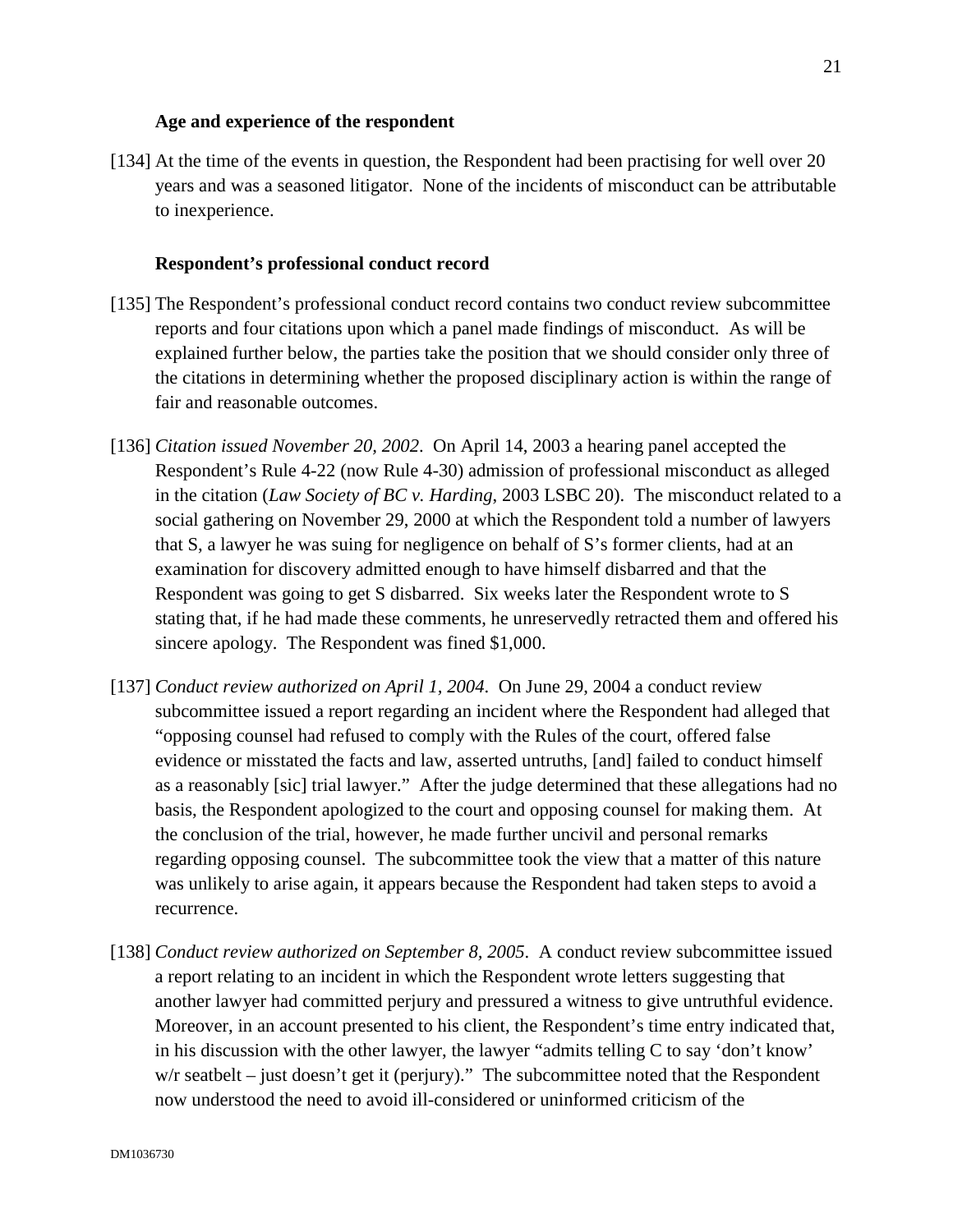**Age and experience of the respondent**

[134] At the time of the events in question, the Respondent had been practising for well over 20 years and was a seasoned litigator. None of the incidents of misconduct can be attributable to inexperience.

**Respondent's professional conduct record**

[135] The Respondent's professional conduct record contains two conduct review subcommittee reports and four citations upon which a panel made findings of misconduct. As will be explained further below, the parties take the position that we should consider only three of the citations in determining whether the proposed disciplinary action is within the range of fair and reasonable outcomes.

[136] *Citation issued November 20, 2002*. On April 14, 2003 a hearing panel accepted the Respondent's Rule 4-22 (now Rule 4-30) admission of professional misconduct as alleged in the citation (*Law Society of BC v. Harding*, 2003 LSBC 20). The misconduct related to a social gathering on November 29, 2000 at which the Respondent told a number of lawyers that S, a lawyer he was suing for negligence on behalf of S's former clients, had at an examination for discovery admitted enough to have himself disbarred and that the Respondent was going to get S disbarred. Six weeks later the Respondent wrote to S stating that, if he had made these comments, he unreservedly retracted them and offered his sincere apology. The Respondent was fined $1,000.

[137] *Conduct review authorized on April 1, 2004*. On June 29, 2004 a conduct review subcommittee issued a report regarding an incident where the Respondent had alleged that "opposing counsel had refused to comply with the Rules of the court, offered false evidence or misstated the facts and law, asserted untruths, [and] failed to conduct himself as a reasonably [sic] trial lawyer." After the judge determined that these allegations had no basis, the Respondent apologized to the court and opposing counsel for making them. At the conclusion of the trial, however, he made further uncivil and personal remarks regarding opposing counsel. The subcommittee took the view that a matter of this nature was unlikely to arise again, it appears because the Respondent had taken steps to avoid a recurrence.

[138] *Conduct review authorized on September 8, 2005*. A conduct review subcommittee issued a report relating to an incident in which the Respondent wrote letters suggesting that another lawyer had committed perjury and pressured a witness to give untruthful evidence. Moreover, in an account presented to his client, the Respondent's time entry indicated that, in his discussion with the other lawyer, the lawyer "admits telling C to say 'don't know' w/r seatbelt – just doesn't get it (perjury)." The subcommittee noted that the Respondent now understood the need to avoid ill-considered or uninformed criticism of the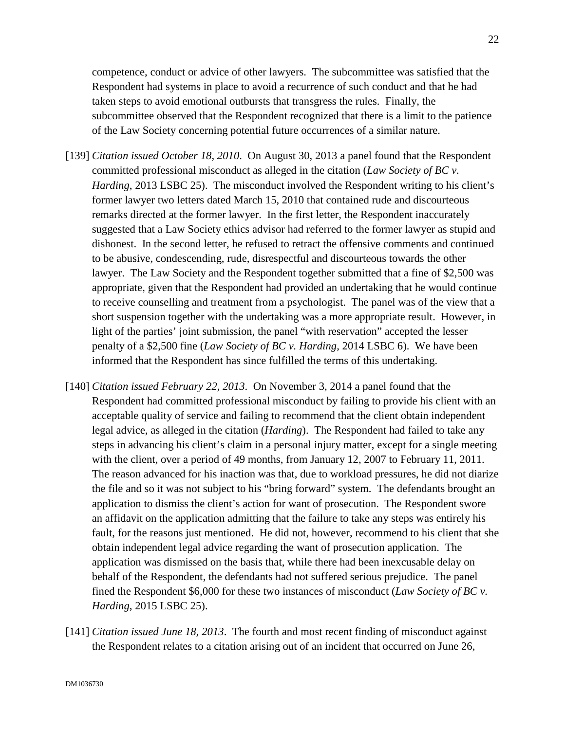competence, conduct or advice of other lawyers. The subcommittee was satisfied that the Respondent had systems in place to avoid a recurrence of such conduct and that he had taken steps to avoid emotional outbursts that transgress the rules. Finally, the subcommittee observed that the Respondent recognized that there is a limit to the patience of the Law Society concerning potential future occurrences of a similar nature.

[139] *Citation issued October 18, 2010*. On August 30, 2013 a panel found that the Respondent committed professional misconduct as alleged in the citation (*Law Society of BC v. Harding*, 2013 LSBC 25). The misconduct involved the Respondent writing to his client's former lawyer two letters dated March 15, 2010 that contained rude and discourteous remarks directed at the former lawyer. In the first letter, the Respondent inaccurately suggested that a Law Society ethics advisor had referred to the former lawyer as stupid and dishonest. In the second letter, he refused to retract the offensive comments and continued to be abusive, condescending, rude, disrespectful and discourteous towards the other lawyer. The Law Society and the Respondent together submitted that a fine of $2,500 was appropriate, given that the Respondent had provided an undertaking that he would continue to receive counselling and treatment from a psychologist. The panel was of the view that a short suspension together with the undertaking was a more appropriate result. However, in light of the parties' joint submission, the panel "with reservation" accepted the lesser penalty of a $2,500 fine (*Law Society of BC v. Harding*, 2014 LSBC 6). We have been informed that the Respondent has since fulfilled the terms of this undertaking.

[140] *Citation issued February 22, 2013*. On November 3, 2014 a panel found that the Respondent had committed professional misconduct by failing to provide his client with an acceptable quality of service and failing to recommend that the client obtain independent legal advice, as alleged in the citation (*Harding*). The Respondent had failed to take any steps in advancing his client's claim in a personal injury matter, except for a single meeting with the client, over a period of 49 months, from January 12, 2007 to February 11, 2011. The reason advanced for his inaction was that, due to workload pressures, he did not diarize the file and so it was not subject to his "bring forward" system. The defendants brought an application to dismiss the client's action for want of prosecution. The Respondent swore an affidavit on the application admitting that the failure to take any steps was entirely his fault, for the reasons just mentioned. He did not, however, recommend to his client that she obtain independent legal advice regarding the want of prosecution application. The application was dismissed on the basis that, while there had been inexcusable delay on behalf of the Respondent, the defendants had not suffered serious prejudice. The panel fined the Respondent $6,000 for these two instances of misconduct (*Law Society of BC v. Harding*, 2015 LSBC 25).

[141] *Citation issued June 18, 2013*. The fourth and most recent finding of misconduct against the Respondent relates to a citation arising out of an incident that occurred on June 26,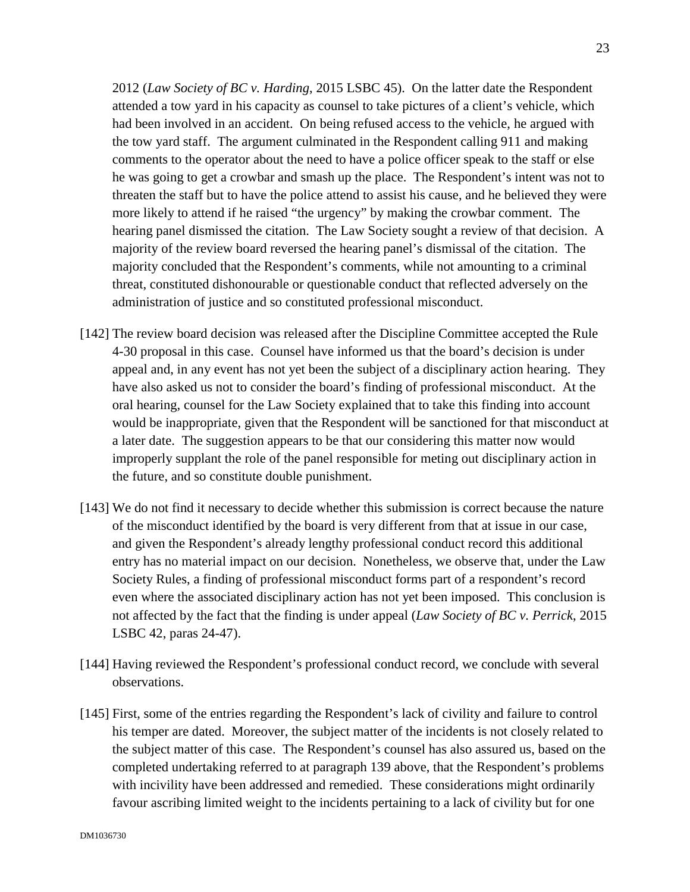2012 (*Law Society of BC v. Harding*, 2015 LSBC 45). On the latter date the Respondent attended a tow yard in his capacity as counsel to take pictures of a client's vehicle, which had been involved in an accident. On being refused access to the vehicle, he argued with the tow yard staff. The argument culminated in the Respondent calling 911 and making comments to the operator about the need to have a police officer speak to the staff or else he was going to get a crowbar and smash up the place. The Respondent's intent was not to threaten the staff but to have the police attend to assist his cause, and he believed they were more likely to attend if he raised "the urgency" by making the crowbar comment. The hearing panel dismissed the citation. The Law Society sought a review of that decision. A majority of the review board reversed the hearing panel's dismissal of the citation. The majority concluded that the Respondent's comments, while not amounting to a criminal threat, constituted dishonourable or questionable conduct that reflected adversely on the administration of justice and so constituted professional misconduct.

[142] The review board decision was released after the Discipline Committee accepted the Rule 4-30 proposal in this case. Counsel have informed us that the board's decision is under appeal and, in any event has not yet been the subject of a disciplinary action hearing. They have also asked us not to consider the board's finding of professional misconduct. At the oral hearing, counsel for the Law Society explained that to take this finding into account would be inappropriate, given that the Respondent will be sanctioned for that misconduct at a later date. The suggestion appears to be that our considering this matter now would improperly supplant the role of the panel responsible for meting out disciplinary action in the future, and so constitute double punishment.

[143] We do not find it necessary to decide whether this submission is correct because the nature of the misconduct identified by the board is very different from that at issue in our case, and given the Respondent's already lengthy professional conduct record this additional entry has no material impact on our decision. Nonetheless, we observe that, under the Law Society Rules, a finding of professional misconduct forms part of a respondent's record even where the associated disciplinary action has not yet been imposed. This conclusion is not affected by the fact that the finding is under appeal (*Law Society of BC v. Perrick*, 2015 LSBC 42, paras 24-47).

[144] Having reviewed the Respondent's professional conduct record, we conclude with several observations.

[145] First, some of the entries regarding the Respondent's lack of civility and failure to control his temper are dated. Moreover, the subject matter of the incidents is not closely related to the subject matter of this case. The Respondent's counsel has also assured us, based on the completed undertaking referred to at paragraph 139 above, that the Respondent's problems with incivility have been addressed and remedied. These considerations might ordinarily favour ascribing limited weight to the incidents pertaining to a lack of civility but for one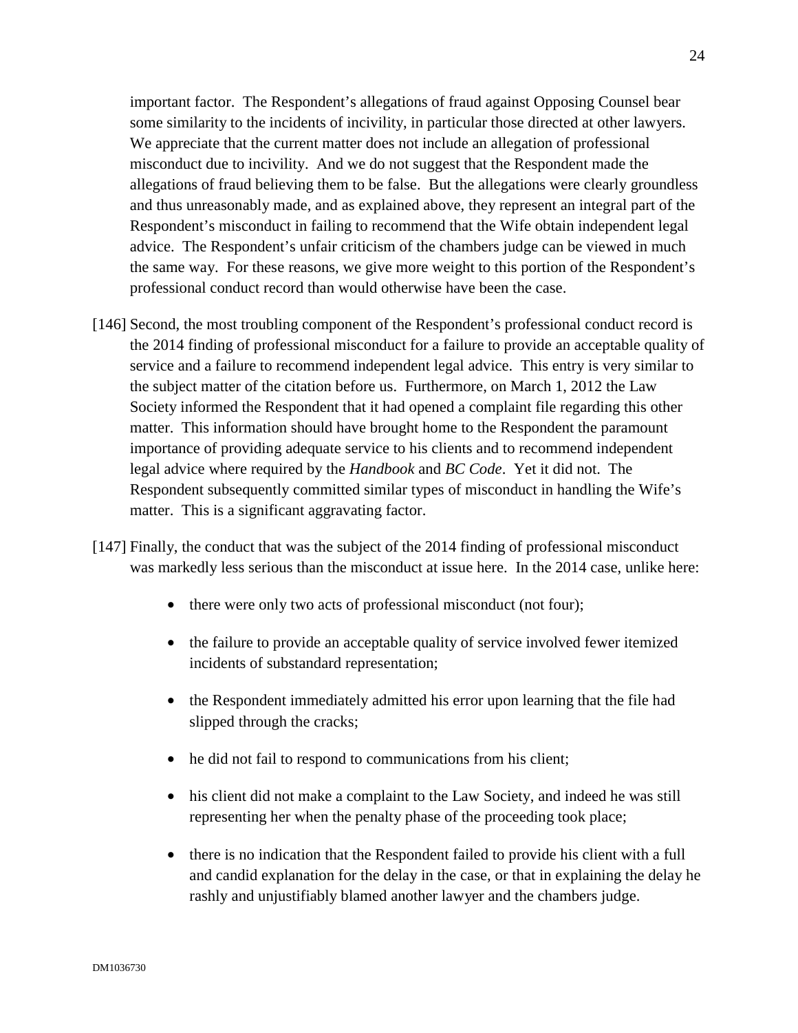important factor. The Respondent's allegations of fraud against Opposing Counsel bear some similarity to the incidents of incivility, in particular those directed at other lawyers. We appreciate that the current matter does not include an allegation of professional misconduct due to incivility. And we do not suggest that the Respondent made the allegations of fraud believing them to be false. But the allegations were clearly groundless and thus unreasonably made, and as explained above, they represent an integral part of the Respondent's misconduct in failing to recommend that the Wife obtain independent legal advice. The Respondent's unfair criticism of the chambers judge can be viewed in much the same way. For these reasons, we give more weight to this portion of the Respondent's professional conduct record than would otherwise have been the case.

[146] Second, the most troubling component of the Respondent's professional conduct record is the 2014 finding of professional misconduct for a failure to provide an acceptable quality of service and a failure to recommend independent legal advice. This entry is very similar to the subject matter of the citation before us. Furthermore, on March 1, 2012 the Law Society informed the Respondent that it had opened a complaint file regarding this other matter. This information should have brought home to the Respondent the paramount importance of providing adequate service to his clients and to recommend independent legal advice where required by the *Handbook* and *BC Code*. Yet it did not. The Respondent subsequently committed similar types of misconduct in handling the Wife's matter. This is a significant aggravating factor.

[147] Finally, the conduct that was the subject of the 2014 finding of professional misconduct was markedly less serious than the misconduct at issue here. In the 2014 case, unlike here:

- there were only two acts of professional misconduct (not four);
- the failure to provide an acceptable quality of service involved fewer itemized incidents of substandard representation;
- the Respondent immediately admitted his error upon learning that the file had slipped through the cracks;
- he did not fail to respond to communications from his client;
- his client did not make a complaint to the Law Society, and indeed he was still representing her when the penalty phase of the proceeding took place;
- there is no indication that the Respondent failed to provide his client with a full and candid explanation for the delay in the case, or that in explaining the delay he rashly and unjustifiably blamed another lawyer and the chambers judge.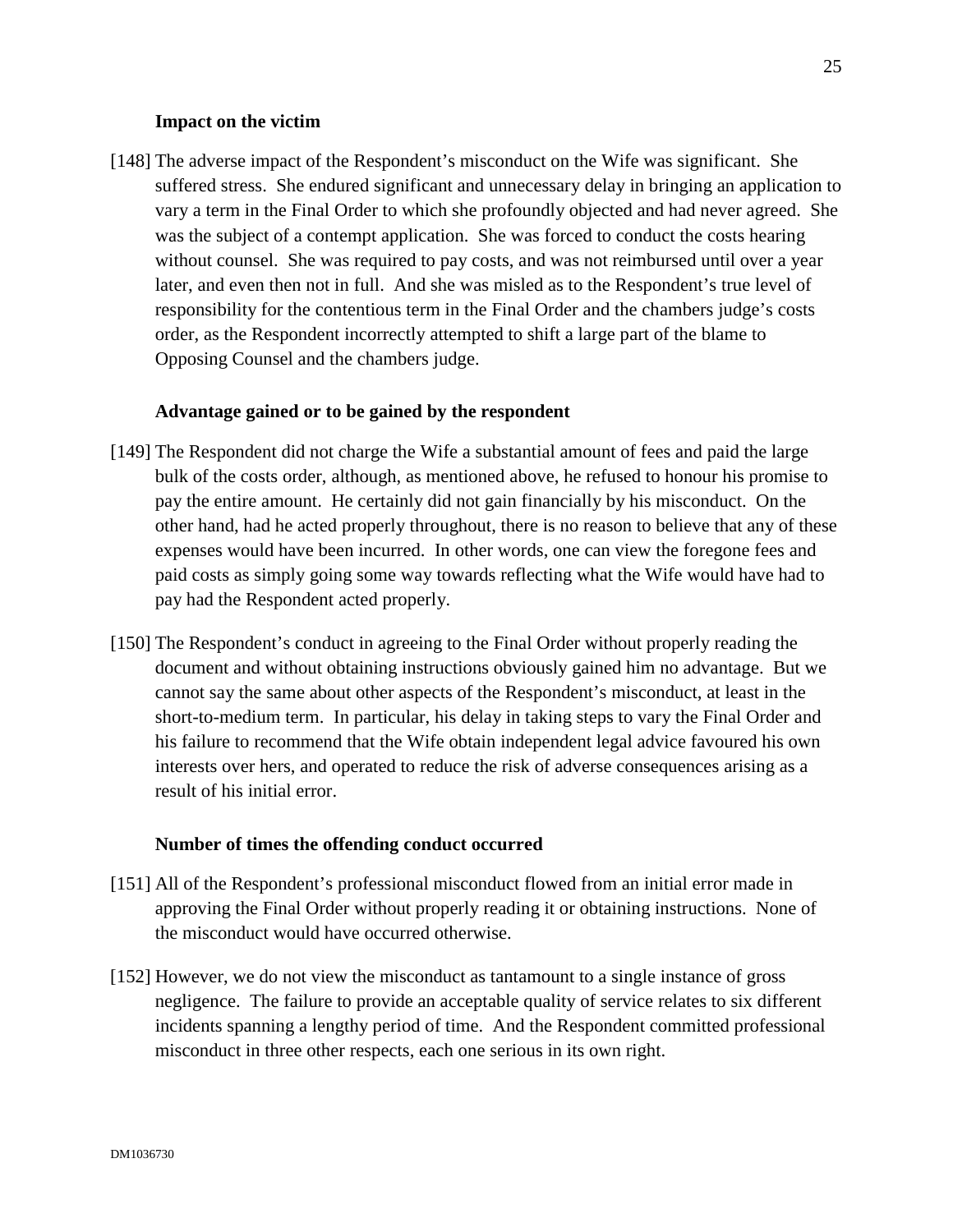**Impact on the victim**

[148] The adverse impact of the Respondent's misconduct on the Wife was significant. She suffered stress. She endured significant and unnecessary delay in bringing an application to vary a term in the Final Order to which she profoundly objected and had never agreed. She was the subject of a contempt application. She was forced to conduct the costs hearing without counsel. She was required to pay costs, and was not reimbursed until over a year later, and even then not in full. And she was misled as to the Respondent's true level of responsibility for the contentious term in the Final Order and the chambers judge's costs order, as the Respondent incorrectly attempted to shift a large part of the blame to Opposing Counsel and the chambers judge.

**Advantage gained or to be gained by the respondent**

[149] The Respondent did not charge the Wife a substantial amount of fees and paid the large bulk of the costs order, although, as mentioned above, he refused to honour his promise to pay the entire amount. He certainly did not gain financially by his misconduct. On the other hand, had he acted properly throughout, there is no reason to believe that any of these expenses would have been incurred. In other words, one can view the foregone fees and paid costs as simply going some way towards reflecting what the Wife would have had to pay had the Respondent acted properly.

[150] The Respondent's conduct in agreeing to the Final Order without properly reading the document and without obtaining instructions obviously gained him no advantage. But we cannot say the same about other aspects of the Respondent's misconduct, at least in the short-to-medium term. In particular, his delay in taking steps to vary the Final Order and his failure to recommend that the Wife obtain independent legal advice favoured his own interests over hers, and operated to reduce the risk of adverse consequences arising as a result of his initial error.

**Number of times the offending conduct occurred**

[151] All of the Respondent's professional misconduct flowed from an initial error made in approving the Final Order without properly reading it or obtaining instructions. None of the misconduct would have occurred otherwise.

[152] However, we do not view the misconduct as tantamount to a single instance of gross negligence. The failure to provide an acceptable quality of service relates to six different incidents spanning a lengthy period of time. And the Respondent committed professional misconduct in three other respects, each one serious in its own right.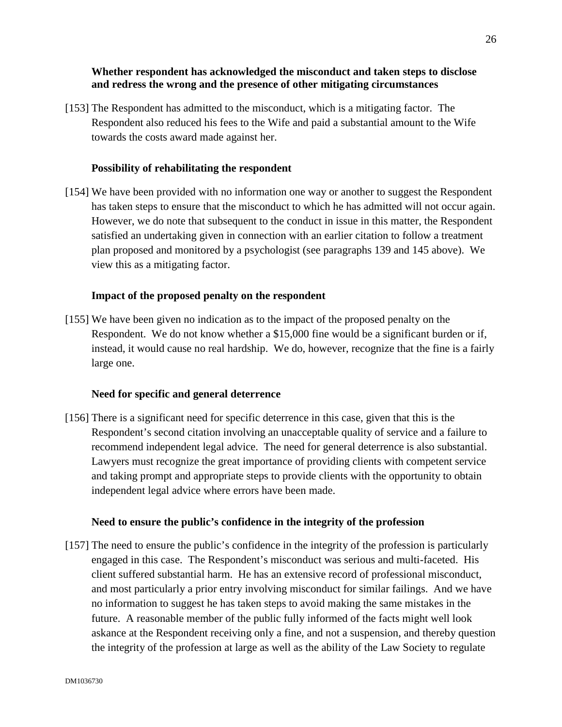**Whether respondent has acknowledged the misconduct and taken steps to disclose and redress the wrong and the presence of other mitigating circumstances**

[153] The Respondent has admitted to the misconduct, which is a mitigating factor. The Respondent also reduced his fees to the Wife and paid a substantial amount to the Wife towards the costs award made against her.

**Possibility of rehabilitating the respondent**

[154] We have been provided with no information one way or another to suggest the Respondent has taken steps to ensure that the misconduct to which he has admitted will not occur again. However, we do note that subsequent to the conduct in issue in this matter, the Respondent satisfied an undertaking given in connection with an earlier citation to follow a treatment plan proposed and monitored by a psychologist (see paragraphs 139 and 145 above). We view this as a mitigating factor.

**Impact of the proposed penalty on the respondent**

[155] We have been given no indication as to the impact of the proposed penalty on the Respondent. We do not know whether a $15,000 fine would be a significant burden or if, instead, it would cause no real hardship. We do, however, recognize that the fine is a fairly large one.

**Need for specific and general deterrence**

[156] There is a significant need for specific deterrence in this case, given that this is the Respondent's second citation involving an unacceptable quality of service and a failure to recommend independent legal advice. The need for general deterrence is also substantial. Lawyers must recognize the great importance of providing clients with competent service and taking prompt and appropriate steps to provide clients with the opportunity to obtain independent legal advice where errors have been made.

**Need to ensure the public's confidence in the integrity of the profession**

[157] The need to ensure the public's confidence in the integrity of the profession is particularly engaged in this case. The Respondent's misconduct was serious and multi-faceted. His client suffered substantial harm. He has an extensive record of professional misconduct, and most particularly a prior entry involving misconduct for similar failings. And we have no information to suggest he has taken steps to avoid making the same mistakes in the future. A reasonable member of the public fully informed of the facts might well look askance at the Respondent receiving only a fine, and not a suspension, and thereby question the integrity of the profession at large as well as the ability of the Law Society to regulate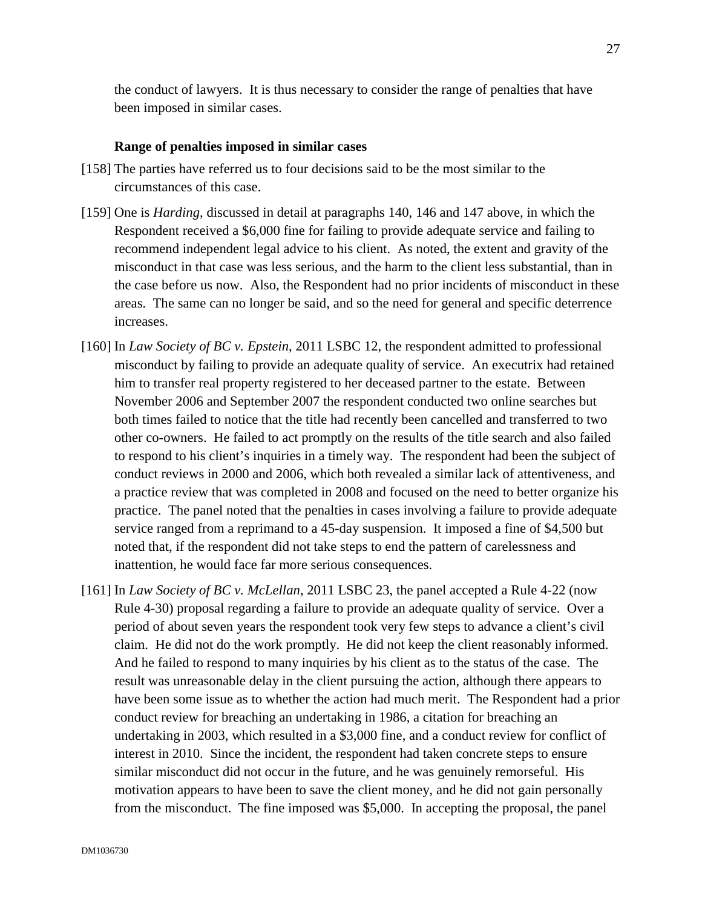the conduct of lawyers. It is thus necessary to consider the range of penalties that have been imposed in similar cases.

**Range of penalties imposed in similar cases**

[158] The parties have referred us to four decisions said to be the most similar to the circumstances of this case.

[159] One is *Harding*, discussed in detail at paragraphs 140, 146 and 147 above, in which the Respondent received a $6,000 fine for failing to provide adequate service and failing to recommend independent legal advice to his client. As noted, the extent and gravity of the misconduct in that case was less serious, and the harm to the client less substantial, than in the case before us now. Also, the Respondent had no prior incidents of misconduct in these areas. The same can no longer be said, and so the need for general and specific deterrence increases.

[160] In *Law Society of BC v. Epstein*, 2011 LSBC 12, the respondent admitted to professional misconduct by failing to provide an adequate quality of service. An executrix had retained him to transfer real property registered to her deceased partner to the estate. Between November 2006 and September 2007 the respondent conducted two online searches but both times failed to notice that the title had recently been cancelled and transferred to two other co-owners. He failed to act promptly on the results of the title search and also failed to respond to his client's inquiries in a timely way. The respondent had been the subject of conduct reviews in 2000 and 2006, which both revealed a similar lack of attentiveness, and a practice review that was completed in 2008 and focused on the need to better organize his practice. The panel noted that the penalties in cases involving a failure to provide adequate service ranged from a reprimand to a 45-day suspension. It imposed a fine of $4,500 but noted that, if the respondent did not take steps to end the pattern of carelessness and inattention, he would face far more serious consequences.

[161] In *Law Society of BC v. McLellan*, 2011 LSBC 23, the panel accepted a Rule 4-22 (now Rule 4-30) proposal regarding a failure to provide an adequate quality of service. Over a period of about seven years the respondent took very few steps to advance a client's civil claim. He did not do the work promptly. He did not keep the client reasonably informed. And he failed to respond to many inquiries by his client as to the status of the case. The result was unreasonable delay in the client pursuing the action, although there appears to have been some issue as to whether the action had much merit. The Respondent had a prior conduct review for breaching an undertaking in 1986, a citation for breaching an undertaking in 2003, which resulted in a $3,000 fine, and a conduct review for conflict of interest in 2010. Since the incident, the respondent had taken concrete steps to ensure similar misconduct did not occur in the future, and he was genuinely remorseful. His motivation appears to have been to save the client money, and he did not gain personally from the misconduct. The fine imposed was $5,000. In accepting the proposal, the panel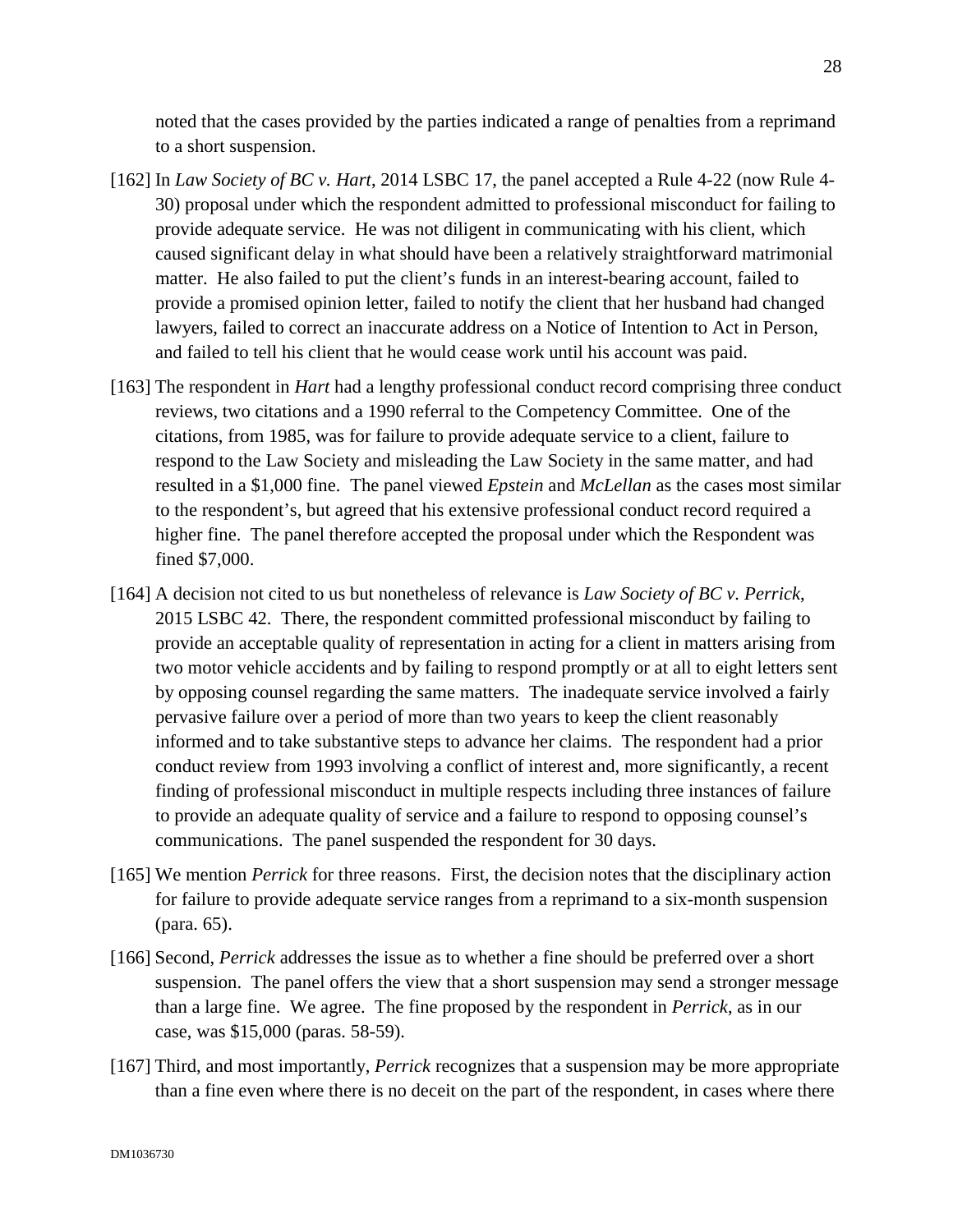noted that the cases provided by the parties indicated a range of penalties from a reprimand to a short suspension.

[162] In *Law Society of BC v. Hart*, 2014 LSBC 17, the panel accepted a Rule 4-22 (now Rule 4-30) proposal under which the respondent admitted to professional misconduct for failing to provide adequate service. He was not diligent in communicating with his client, which caused significant delay in what should have been a relatively straightforward matrimonial matter. He also failed to put the client's funds in an interest-bearing account, failed to provide a promised opinion letter, failed to notify the client that her husband had changed lawyers, failed to correct an inaccurate address on a Notice of Intention to Act in Person, and failed to tell his client that he would cease work until his account was paid.

[163] The respondent in *Hart* had a lengthy professional conduct record comprising three conduct reviews, two citations and a 1990 referral to the Competency Committee. One of the citations, from 1985, was for failure to provide adequate service to a client, failure to respond to the Law Society and misleading the Law Society in the same matter, and had resulted in a $1,000 fine. The panel viewed *Epstein* and *McLellan* as the cases most similar to the respondent's, but agreed that his extensive professional conduct record required a higher fine. The panel therefore accepted the proposal under which the Respondent was fined $7,000.

[164] A decision not cited to us but nonetheless of relevance is *Law Society of BC v. Perrick*, 2015 LSBC 42. There, the respondent committed professional misconduct by failing to provide an acceptable quality of representation in acting for a client in matters arising from two motor vehicle accidents and by failing to respond promptly or at all to eight letters sent by opposing counsel regarding the same matters. The inadequate service involved a fairly pervasive failure over a period of more than two years to keep the client reasonably informed and to take substantive steps to advance her claims. The respondent had a prior conduct review from 1993 involving a conflict of interest and, more significantly, a recent finding of professional misconduct in multiple respects including three instances of failure to provide an adequate quality of service and a failure to respond to opposing counsel's communications. The panel suspended the respondent for 30 days.

[165] We mention *Perrick* for three reasons. First, the decision notes that the disciplinary action for failure to provide adequate service ranges from a reprimand to a six-month suspension (para. 65).

[166] Second, *Perrick* addresses the issue as to whether a fine should be preferred over a short suspension. The panel offers the view that a short suspension may send a stronger message than a large fine. We agree. The fine proposed by the respondent in *Perrick*, as in our case, was $15,000 (paras. 58-59).

[167] Third, and most importantly, *Perrick* recognizes that a suspension may be more appropriate than a fine even where there is no deceit on the part of the respondent, in cases where there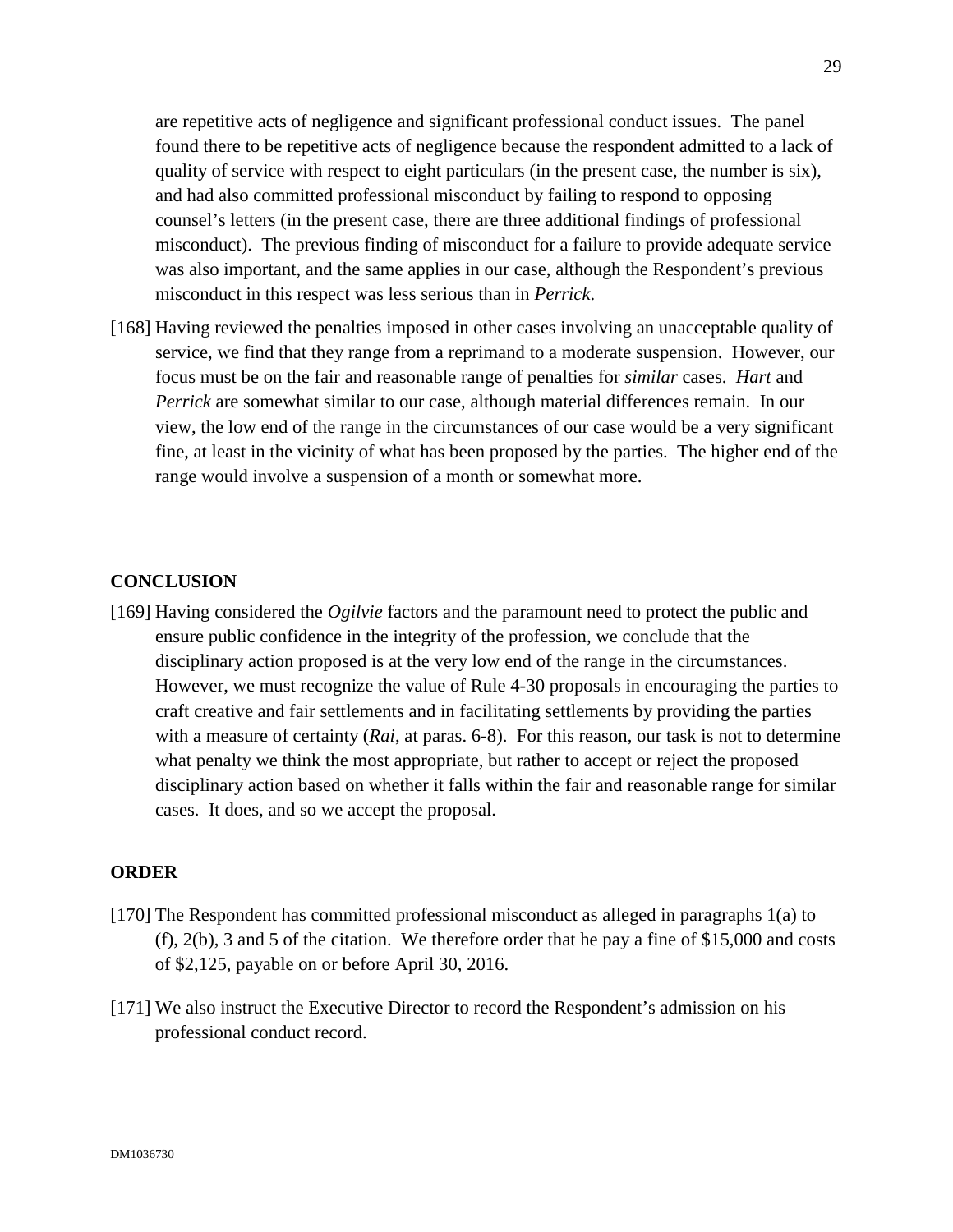are repetitive acts of negligence and significant professional conduct issues. The panel found there to be repetitive acts of negligence because the respondent admitted to a lack of quality of service with respect to eight particulars (in the present case, the number is six), and had also committed professional misconduct by failing to respond to opposing counsel's letters (in the present case, there are three additional findings of professional misconduct). The previous finding of misconduct for a failure to provide adequate service was also important, and the same applies in our case, although the Respondent's previous misconduct in this respect was less serious than in *Perrick*.

[168] Having reviewed the penalties imposed in other cases involving an unacceptable quality of service, we find that they range from a reprimand to a moderate suspension. However, our focus must be on the fair and reasonable range of penalties for ***similar*** cases. *Hart* and *Perrick* are somewhat similar to our case, although material differences remain. In our view, the low end of the range in the circumstances of our case would be a very significant fine, at least in the vicinity of what has been proposed by the parties. The higher end of the range would involve a suspension of a month or somewhat more.

## CONCLUSION

[169] Having considered the *Ogilvie* factors and the paramount need to protect the public and ensure public confidence in the integrity of the profession, we conclude that the disciplinary action proposed is at the very low end of the range in the circumstances. However, we must recognize the value of Rule 4-30 proposals in encouraging the parties to craft creative and fair settlements and in facilitating settlements by providing the parties with a measure of certainty (*Rai*, at paras. 6-8). For this reason, our task is not to determine what penalty we think the most appropriate, but rather to accept or reject the proposed disciplinary action based on whether it falls within the fair and reasonable range for similar cases. It does, and so we accept the proposal.

## ORDER

[170] The Respondent has committed professional misconduct as alleged in paragraphs 1(a) to (f), 2(b), 3 and 5 of the citation. We therefore order that he pay a fine of $15,000 and costs of $2,125, payable on or before April 30, 2016.

[171] We also instruct the Executive Director to record the Respondent's admission on his professional conduct record.

DM1036730